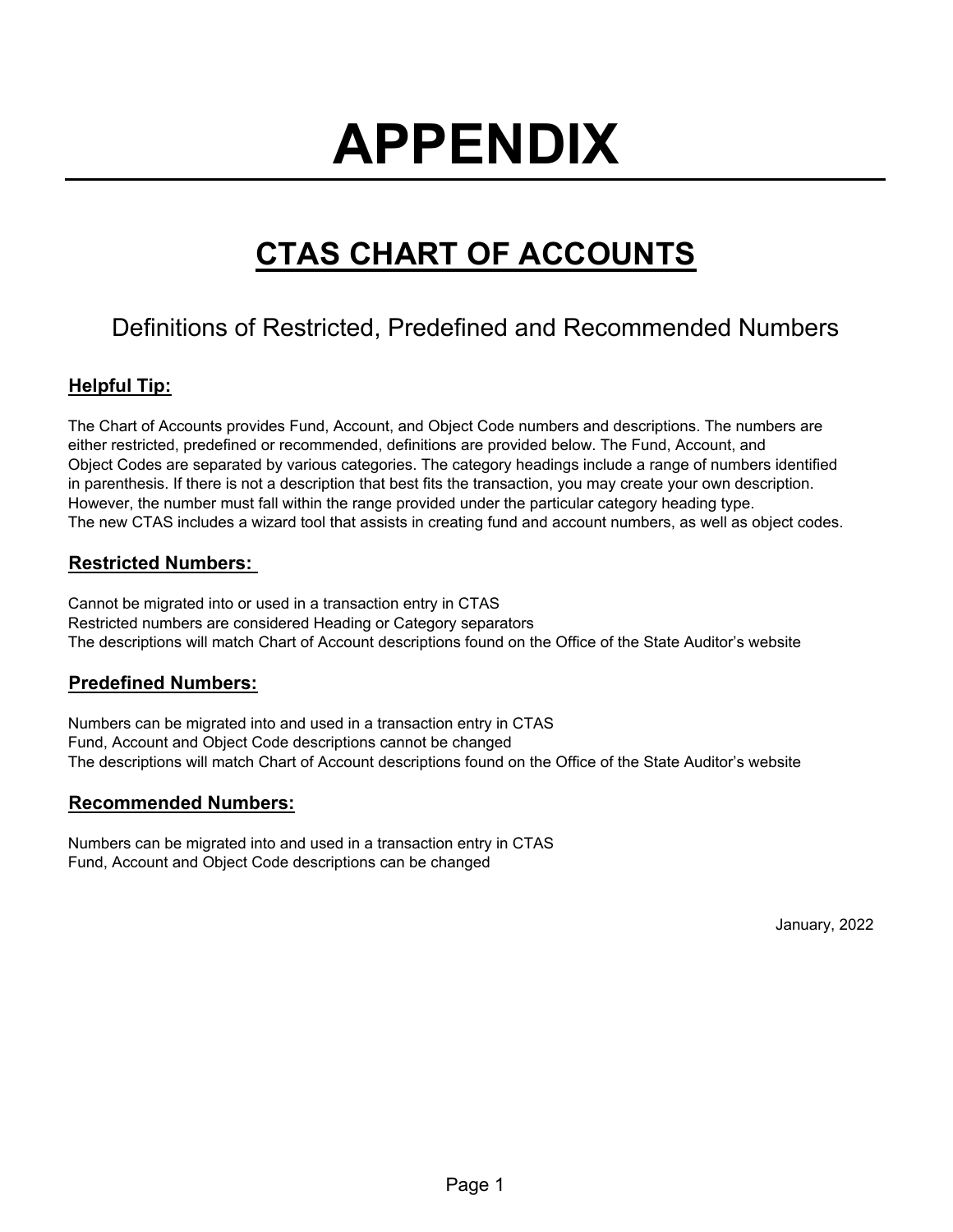# APPENDIX

## CTAS CHART OF ACCOUNTS

Definitions of Restricted, Predefined and Recommended Numbers

### Helpful Tip:

The Chart of Accounts provides Fund, Account, and Object Code numbers and descriptions. The numbers are either restricted, predefined or recommended, definitions are provided below. The Fund, Account, and Object Codes are separated by various categories. The category headings include a range of numbers identified in parenthesis. If there is not a description that best fits the transaction, you may create your own description. However, the number must fall within the range provided under the particular category heading type. The new CTAS includes a wizard tool that assists in creating fund and account numbers, as well as object codes.

### Restricted Numbers:

Cannot be migrated into or used in a transaction entry in CTAS
Restricted numbers are considered Heading or Category separators
The descriptions will match Chart of Account descriptions found on the Office of the State Auditor's website

### Predefined Numbers:

Numbers can be migrated into and used in a transaction entry in CTAS
Fund, Account and Object Code descriptions cannot be changed
The descriptions will match Chart of Account descriptions found on the Office of the State Auditor's website

### Recommended Numbers:

Numbers can be migrated into and used in a transaction entry in CTAS
Fund, Account and Object Code descriptions can be changed

January, 2022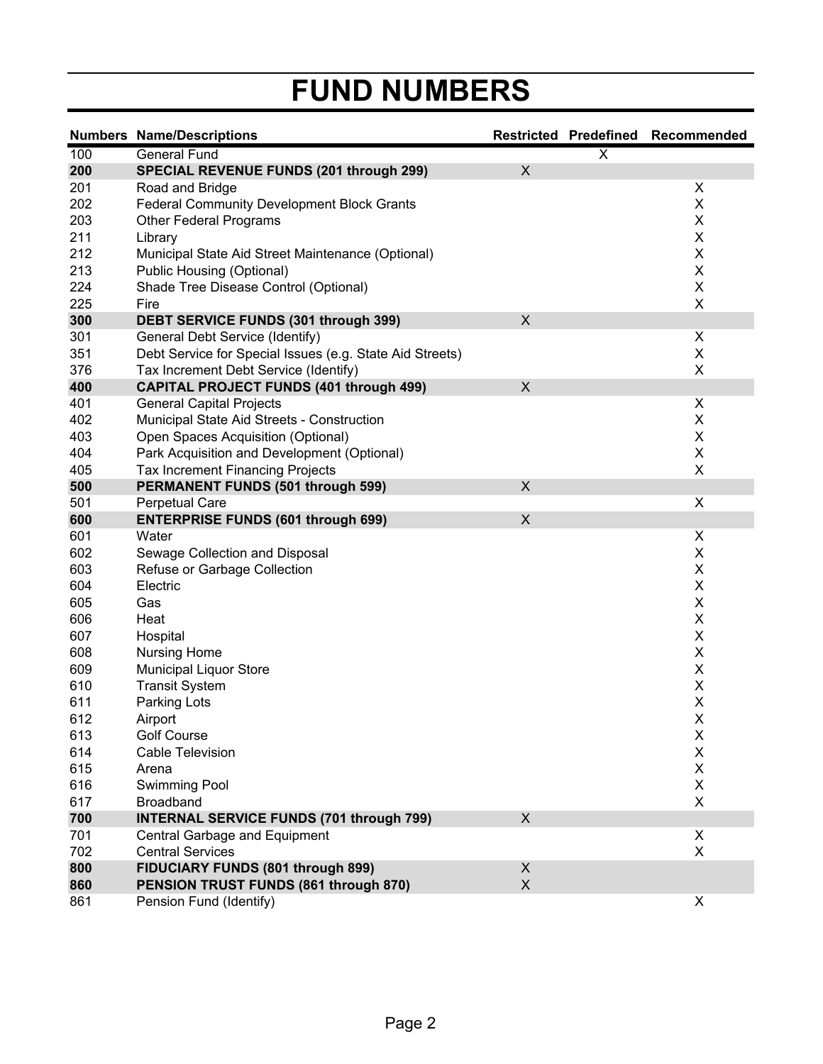# FUND NUMBERS

| Numbers | Name/Descriptions | Restricted | Predefined | Recommended |
|---|---|---|---|---|
| 100 | General Fund | | X | |
| **200** | **SPECIAL REVENUE FUNDS (201 through 299)** | X | | |
| 201 | Road and Bridge | | | X |
| 202 | Federal Community Development Block Grants | | | X |
| 203 | Other Federal Programs | | | X |
| 211 | Library | | | X |
| 212 | Municipal State Aid Street Maintenance (Optional) | | | X |
| 213 | Public Housing (Optional) | | | X |
| 224 | Shade Tree Disease Control (Optional) | | | X |
| 225 | Fire | | | X |
| **300** | **DEBT SERVICE FUNDS (301 through 399)** | X | | |
| 301 | General Debt Service (Identify) | | | X |
| 351 | Debt Service for Special Issues (e.g. State Aid Streets) | | | X |
| 376 | Tax Increment Debt Service (Identify) | | | X |
| **400** | **CAPITAL PROJECT FUNDS (401 through 499)** | X | | |
| 401 | General Capital Projects | | | X |
| 402 | Municipal State Aid Streets - Construction | | | X |
| 403 | Open Spaces Acquisition (Optional) | | | X |
| 404 | Park Acquisition and Development (Optional) | | | X |
| 405 | Tax Increment Financing Projects | | | X |
| **500** | **PERMANENT FUNDS (501 through 599)** | X | | |
| 501 | Perpetual Care | | | X |
| **600** | **ENTERPRISE FUNDS (601 through 699)** | X | | |
| 601 | Water | | | X |
| 602 | Sewage Collection and Disposal | | | X |
| 603 | Refuse or Garbage Collection | | | X |
| 604 | Electric | | | X |
| 605 | Gas | | | X |
| 606 | Heat | | | X |
| 607 | Hospital | | | X |
| 608 | Nursing Home | | | X |
| 609 | Municipal Liquor Store | | | X |
| 610 | Transit System | | | X |
| 611 | Parking Lots | | | X |
| 612 | Airport | | | X |
| 613 | Golf Course | | | X |
| 614 | Cable Television | | | X |
| 615 | Arena | | | X |
| 616 | Swimming Pool | | | X |
| 617 | Broadband | | | X |
| **700** | **INTERNAL SERVICE FUNDS (701 through 799)** | X | | |
| 701 | Central Garbage and Equipment | | | X |
| 702 | Central Services | | | X |
| **800** | **FIDUCIARY FUNDS (801 through 899)** | X | | |
| **860** | **PENSION TRUST FUNDS (861 through 870)** | X | | |
| 861 | Pension Fund (Identify) | | | X |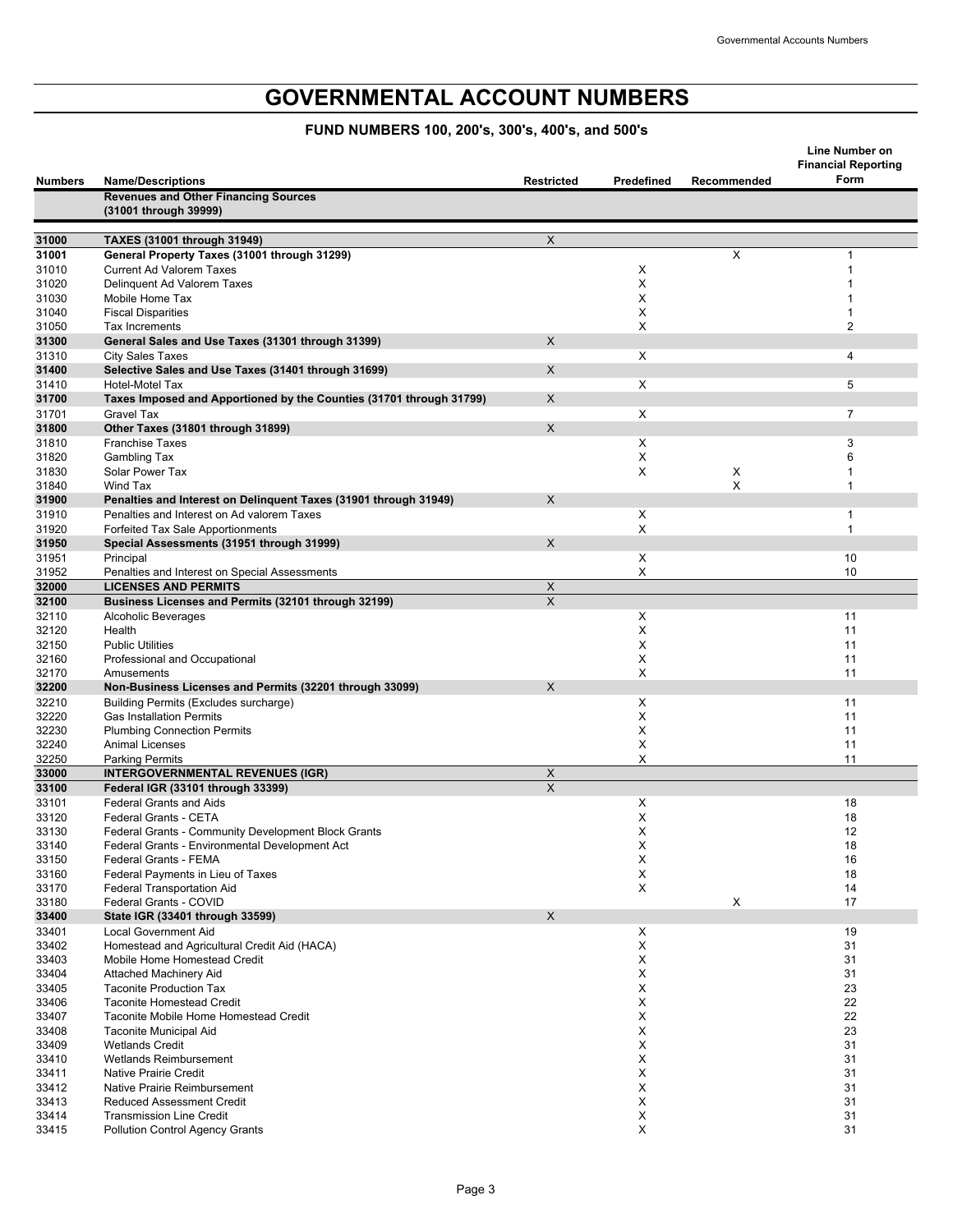# GOVERNMENTAL ACCOUNT NUMBERS

## FUND NUMBERS 100, 200's, 300's, 400's, and 500's

| Numbers | Name/Descriptions | Restricted | Predefined | Recommended | Line Number on Financial Reporting Form |
|---|---|---|---|---|---|
| | **Revenues and Other Financing Sources (31001 through 39999)** | | | | |
| **31000** | **TAXES (31001 through 31949)** | X | | | |
| **31001** | **General Property Taxes (31001 through 31299)** | | | X | 1 |
| 31010 | Current Ad Valorem Taxes | | X | | 1 |
| 31020 | Delinquent Ad Valorem Taxes | | X | | 1 |
| 31030 | Mobile Home Tax | | X | | 1 |
| 31040 | Fiscal Disparities | | X | | 1 |
| 31050 | Tax Increments | | X | | 2 |
| **31300** | **General Sales and Use Taxes (31301 through 31399)** | X | | | |
| 31310 | City Sales Taxes | | X | | 4 |
| **31400** | **Selective Sales and Use Taxes (31401 through 31699)** | X | | | |
| 31410 | Hotel-Motel Tax | | X | | 5 |
| **31700** | **Taxes Imposed and Apportioned by the Counties (31701 through 31799)** | X | | | |
| 31701 | Gravel Tax | | X | | 7 |
| **31800** | **Other Taxes (31801 through 31899)** | X | | | |
| 31810 | Franchise Taxes | | X | | 3 |
| 31820 | Gambling Tax | | X | | 6 |
| 31830 | Solar Power Tax | | X | X | 1 |
| 31840 | Wind Tax | | | X | 1 |
| **31900** | **Penalties and Interest on Delinquent Taxes (31901 through 31949)** | X | | | |
| 31910 | Penalties and Interest on Ad valorem Taxes | | X | | 1 |
| 31920 | Forfeited Tax Sale Apportionments | | X | | 1 |
| **31950** | **Special Assessments (31951 through 31999)** | X | | | |
| 31951 | Principal | | X | | 10 |
| 31952 | Penalties and Interest on Special Assessments | | X | | 10 |
| **32000** | **LICENSES AND PERMITS** | X | | | |
| **32100** | **Business Licenses and Permits (32101 through 32199)** | X | | | |
| 32110 | Alcoholic Beverages | | X | | 11 |
| 32120 | Health | | X | | 11 |
| 32150 | Public Utilities | | X | | 11 |
| 32160 | Professional and Occupational | | X | | 11 |
| 32170 | Amusements | | X | | 11 |
| **32200** | **Non-Business Licenses and Permits (32201 through 33099)** | X | | | |
| 32210 | Building Permits (Excludes surcharge) | | X | | 11 |
| 32220 | Gas Installation Permits | | X | | 11 |
| 32230 | Plumbing Connection Permits | | X | | 11 |
| 32240 | Animal Licenses | | X | | 11 |
| 32250 | Parking Permits | | X | | 11 |
| **33000** | **INTERGOVERNMENTAL REVENUES (IGR)** | X | | | |
| **33100** | **Federal IGR (33101 through 33399)** | X | | | |
| 33101 | Federal Grants and Aids | | X | | 18 |
| 33120 | Federal Grants - CETA | | X | | 18 |
| 33130 | Federal Grants - Community Development Block Grants | | X | | 12 |
| 33140 | Federal Grants - Environmental Development Act | | X | | 18 |
| 33150 | Federal Grants - FEMA | | X | | 16 |
| 33160 | Federal Payments in Lieu of Taxes | | X | | 18 |
| 33170 | Federal Transportation Aid | | X | | 14 |
| 33180 | Federal Grants - COVID | | | X | 17 |
| **33400** | **State IGR (33401 through 33599)** | X | | | |
| 33401 | Local Government Aid | | X | | 19 |
| 33402 | Homestead and Agricultural Credit Aid (HACA) | | X | | 31 |
| 33403 | Mobile Home Homestead Credit | | X | | 31 |
| 33404 | Attached Machinery Aid | | X | | 31 |
| 33405 | Taconite Production Tax | | X | | 23 |
| 33406 | Taconite Homestead Credit | | X | | 22 |
| 33407 | Taconite Mobile Home Homestead Credit | | X | | 22 |
| 33408 | Taconite Municipal Aid | | X | | 23 |
| 33409 | Wetlands Credit | | X | | 31 |
| 33410 | Wetlands Reimbursement | | X | | 31 |
| 33411 | Native Prairie Credit | | X | | 31 |
| 33412 | Native Prairie Reimbursement | | X | | 31 |
| 33413 | Reduced Assessment Credit | | X | | 31 |
| 33414 | Transmission Line Credit | | X | | 31 |
| 33415 | Pollution Control Agency Grants | | X | | 31 |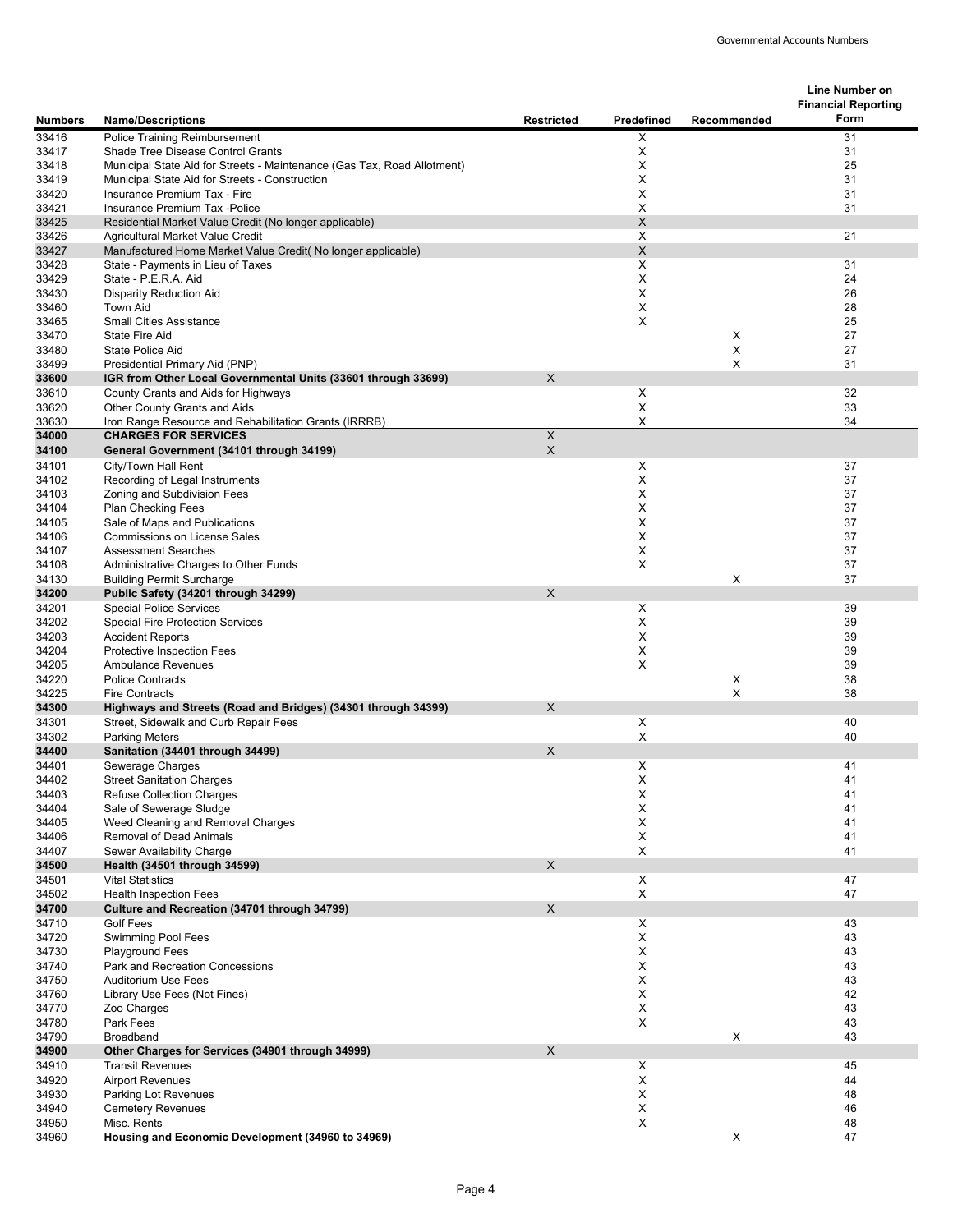| Numbers | Name/Descriptions | Restricted | Predefined | Recommended | Line Number on Financial Reporting Form |
|---|---|---|---|---|---|
| 33416 | Police Training Reimbursement | | X | | 31 |
| 33417 | Shade Tree Disease Control Grants | | X | | 31 |
| 33418 | Municipal State Aid for Streets - Maintenance (Gas Tax, Road Allotment) | | X | | 25 |
| 33419 | Municipal State Aid for Streets - Construction | | X | | 31 |
| 33420 | Insurance Premium Tax - Fire | | X | | 31 |
| 33421 | Insurance Premium Tax -Police | | X | | 31 |
| 33425 | Residential Market Value Credit (No longer applicable) | | X | | |
| 33426 | Agricultural Market Value Credit | | X | | 21 |
| 33427 | Manufactured Home Market Value Credit( No longer applicable) | | X | | |
| 33428 | State - Payments in Lieu of Taxes | | X | | 31 |
| 33429 | State - P.E.R.A. Aid | | X | | 24 |
| 33430 | Disparity Reduction Aid | | X | | 26 |
| 33460 | Town Aid | | X | | 28 |
| 33465 | Small Cities Assistance | | X | | 25 |
| 33470 | State Fire Aid | | | X | 27 |
| 33480 | State Police Aid | | | X | 27 |
| 33499 | Presidential Primary Aid (PNP) | | | X | 31 |
| **33600** | **IGR from Other Local Governmental Units (33601 through 33699)** | X | | | |
| 33610 | County Grants and Aids for Highways | | X | | 32 |
| 33620 | Other County Grants and Aids | | X | | 33 |
| 33630 | Iron Range Resource and Rehabilitation Grants (IRRRB) | | X | | 34 |
| **34000** | **CHARGES FOR SERVICES** | X | | | |
| **34100** | **General Government (34101 through 34199)** | X | | | |
| 34101 | City/Town Hall Rent | | X | | 37 |
| 34102 | Recording of Legal Instruments | | X | | 37 |
| 34103 | Zoning and Subdivision Fees | | X | | 37 |
| 34104 | Plan Checking Fees | | X | | 37 |
| 34105 | Sale of Maps and Publications | | X | | 37 |
| 34106 | Commissions on License Sales | | X | | 37 |
| 34107 | Assessment Searches | | X | | 37 |
| 34108 | Administrative Charges to Other Funds | | X | | 37 |
| 34130 | Building Permit Surcharge | | | X | 37 |
| **34200** | **Public Safety (34201 through 34299)** | X | | | |
| 34201 | Special Police Services | | X | | 39 |
| 34202 | Special Fire Protection Services | | X | | 39 |
| 34203 | Accident Reports | | X | | 39 |
| 34204 | Protective Inspection Fees | | X | | 39 |
| 34205 | Ambulance Revenues | | X | | 39 |
| 34220 | Police Contracts | | | X | 38 |
| 34225 | Fire Contracts | | | X | 38 |
| **34300** | **Highways and Streets (Road and Bridges) (34301 through 34399)** | X | | | |
| 34301 | Street, Sidewalk and Curb Repair Fees | | X | | 40 |
| 34302 | Parking Meters | | X | | 40 |
| **34400** | **Sanitation (34401 through 34499)** | X | | | |
| 34401 | Sewerage Charges | | X | | 41 |
| 34402 | Street Sanitation Charges | | X | | 41 |
| 34403 | Refuse Collection Charges | | X | | 41 |
| 34404 | Sale of Sewerage Sludge | | X | | 41 |
| 34405 | Weed Cleaning and Removal Charges | | X | | 41 |
| 34406 | Removal of Dead Animals | | X | | 41 |
| 34407 | Sewer Availability Charge | | X | | 41 |
| **34500** | **Health (34501 through 34599)** | X | | | |
| 34501 | Vital Statistics | | X | | 47 |
| 34502 | Health Inspection Fees | | X | | 47 |
| **34700** | **Culture and Recreation (34701 through 34799)** | X | | | |
| 34710 | Golf Fees | | X | | 43 |
| 34720 | Swimming Pool Fees | | X | | 43 |
| 34730 | Playground Fees | | X | | 43 |
| 34740 | Park and Recreation Concessions | | X | | 43 |
| 34750 | Auditorium Use Fees | | X | | 43 |
| 34760 | Library Use Fees (Not Fines) | | X | | 42 |
| 34770 | Zoo Charges | | X | | 43 |
| 34780 | Park Fees | | X | | 43 |
| 34790 | Broadband | | | X | 43 |
| **34900** | **Other Charges for Services (34901 through 34999)** | X | | | |
| 34910 | Transit Revenues | | X | | 45 |
| 34920 | Airport Revenues | | X | | 44 |
| 34930 | Parking Lot Revenues | | X | | 48 |
| 34940 | Cemetery Revenues | | X | | 46 |
| 34950 | Misc. Rents | | X | | 48 |
| 34960 | **Housing and Economic Development (34960 to 34969)** | | | X | 47 |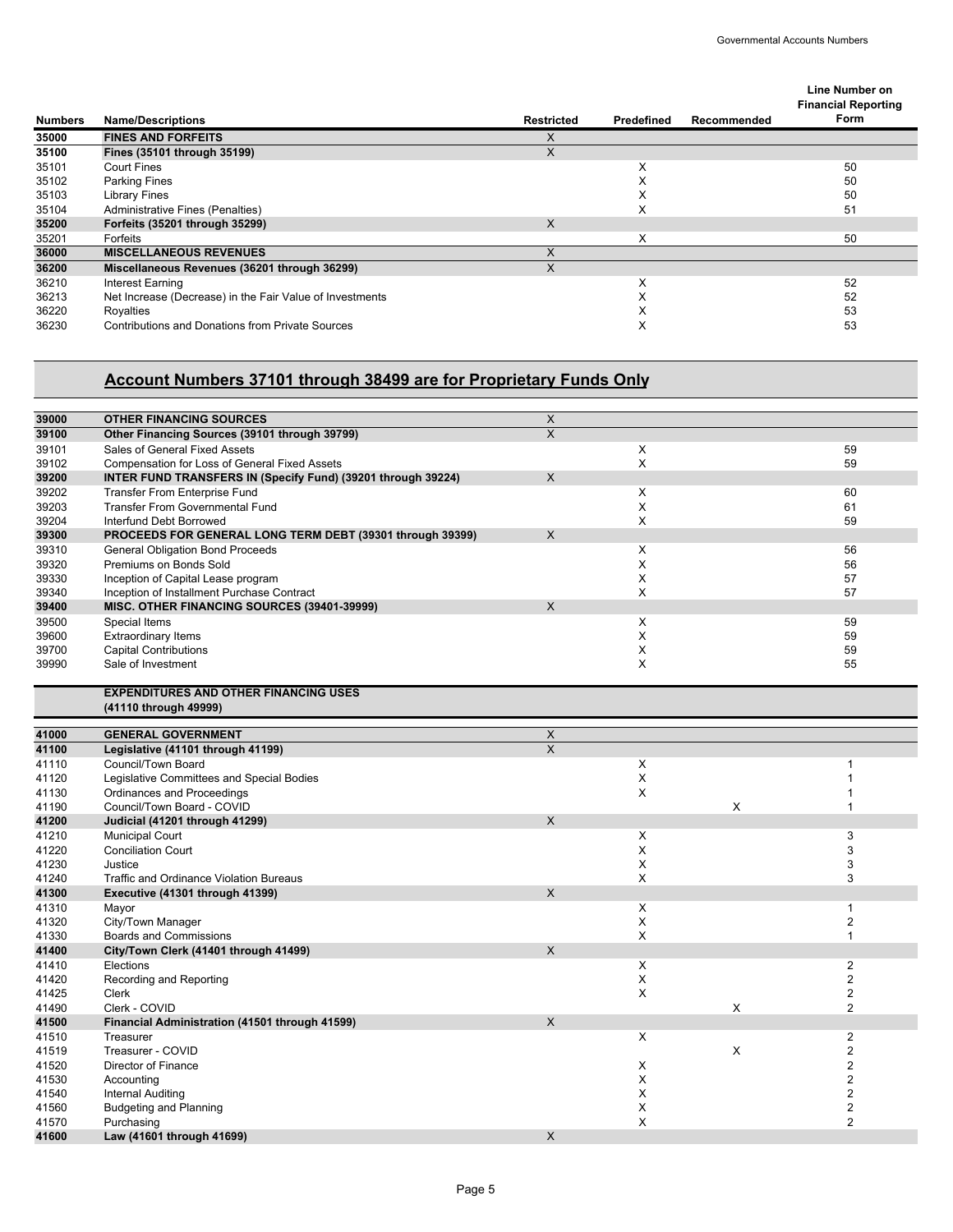| Numbers | Name/Descriptions | Restricted | Predefined | Recommended | Line Number on Financial Reporting Form |
|---|---|---|---|---|---|
| **35000** | **FINES AND FORFEITS** | X | | | |
| **35100** | **Fines (35101 through 35199)** | X | | | |
| 35101 | Court Fines | | X | | 50 |
| 35102 | Parking Fines | | X | | 50 |
| 35103 | Library Fines | | X | | 50 |
| 35104 | Administrative Fines (Penalties) | | X | | 51 |
| **35200** | **Forfeits (35201 through 35299)** | X | | | |
| 35201 | Forfeits | | X | | 50 |
| **36000** | **MISCELLANEOUS REVENUES** | X | | | |
| **36200** | **Miscellaneous Revenues (36201 through 36299)** | X | | | |
| 36210 | Interest Earning | | X | | 52 |
| 36213 | Net Increase (Decrease) in the Fair Value of Investments | | X | | 52 |
| 36220 | Royalties | | X | | 53 |
| 36230 | Contributions and Donations from Private Sources | | X | | 53 |

## Account Numbers 37101 through 38499 are for Proprietary Funds Only

| Numbers | Name/Descriptions | Restricted | Predefined | Recommended | Line Number on Financial Reporting Form |
|---|---|---|---|---|---|
| **39000** | **OTHER FINANCING SOURCES** | X | | | |
| **39100** | **Other Financing Sources (39101 through 39799)** | X | | | |
| 39101 | Sales of General Fixed Assets | | X | | 59 |
| 39102 | Compensation for Loss of General Fixed Assets | | X | | 59 |
| **39200** | **INTER FUND TRANSFERS IN (Specify Fund) (39201 through 39224)** | X | | | |
| 39202 | Transfer From Enterprise Fund | | X | | 60 |
| 39203 | Transfer From Governmental Fund | | X | | 61 |
| 39204 | Interfund Debt Borrowed | | X | | 59 |
| **39300** | **PROCEEDS FOR GENERAL LONG TERM DEBT (39301 through 39399)** | X | | | |
| 39310 | General Obligation Bond Proceeds | | X | | 56 |
| 39320 | Premiums on Bonds Sold | | X | | 56 |
| 39330 | Inception of Capital Lease program | | X | | 57 |
| 39340 | Inception of Installment Purchase Contract | | X | | 57 |
| **39400** | **MISC. OTHER FINANCING SOURCES (39401-39999)** | X | | | |
| 39500 | Special Items | | X | | 59 |
| 39600 | Extraordinary Items | | X | | 59 |
| 39700 | Capital Contributions | | X | | 59 |
| 39990 | Sale of Investment | | X | | 55 |

**EXPENDITURES AND OTHER FINANCING USES (41110 through 49999)**

| Numbers | Name/Descriptions | Restricted | Predefined | Recommended | Line Number on Financial Reporting Form |
|---|---|---|---|---|---|
| **41000** | **GENERAL GOVERNMENT** | X | | | |
| **41100** | **Legislative (41101 through 41199)** | X | | | |
| 41110 | Council/Town Board | | X | | 1 |
| 41120 | Legislative Committees and Special Bodies | | X | | 1 |
| 41130 | Ordinances and Proceedings | | X | | 1 |
| 41190 | Council/Town Board - COVID | | | X | 1 |
| **41200** | **Judicial (41201 through 41299)** | X | | | |
| 41210 | Municipal Court | | X | | 3 |
| 41220 | Conciliation Court | | X | | 3 |
| 41230 | Justice | | X | | 3 |
| 41240 | Traffic and Ordinance Violation Bureaus | | X | | 3 |
| **41300** | **Executive (41301 through 41399)** | X | | | |
| 41310 | Mayor | | X | | 1 |
| 41320 | City/Town Manager | | X | | 2 |
| 41330 | Boards and Commissions | | X | | 1 |
| **41400** | **City/Town Clerk (41401 through 41499)** | X | | | |
| 41410 | Elections | | X | | 2 |
| 41420 | Recording and Reporting | | X | | 2 |
| 41425 | Clerk | | X | | 2 |
| 41490 | Clerk - COVID | | | X | 2 |
| **41500** | **Financial Administration (41501 through 41599)** | X | | | |
| 41510 | Treasurer | | X | | 2 |
| 41519 | Treasurer - COVID | | | X | 2 |
| 41520 | Director of Finance | | X | | 2 |
| 41530 | Accounting | | X | | 2 |
| 41540 | Internal Auditing | | X | | 2 |
| 41560 | Budgeting and Planning | | X | | 2 |
| 41570 | Purchasing | | X | | 2 |
| **41600** | **Law (41601 through 41699)** | X | | | |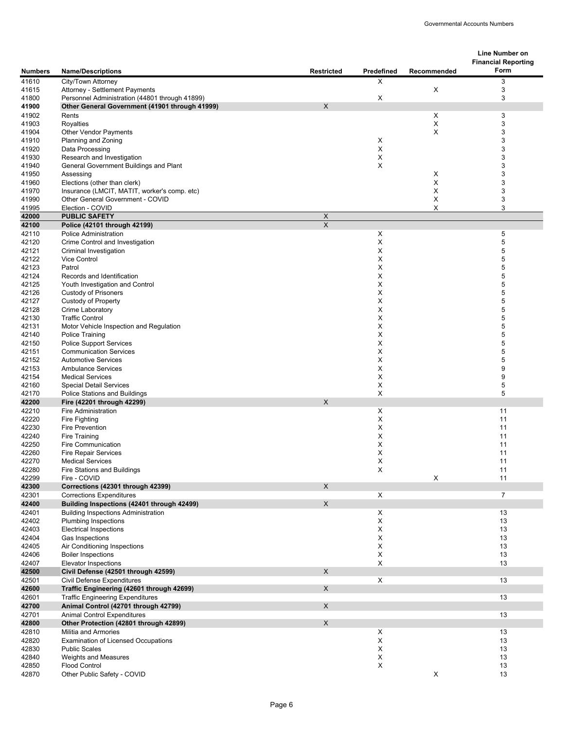| Numbers | Name/Descriptions | Restricted | Predefined | Recommended | Line Number on Financial Reporting Form |
|---|---|---|---|---|---|
| 41610 | City/Town Attorney | | X | | 3 |
| 41615 | Attorney - Settlement Payments | | | X | 3 |
| 41800 | Personnel Administration (44801 through 41899) | | X | | 3 |
| **41900** | **Other General Government (41901 through 41999)** | X | | | |
| 41902 | Rents | | | X | 3 |
| 41903 | Royalties | | | X | 3 |
| 41904 | Other Vendor Payments | | | X | 3 |
| 41910 | Planning and Zoning | | X | | 3 |
| 41920 | Data Processing | | X | | 3 |
| 41930 | Research and Investigation | | X | | 3 |
| 41940 | General Government Buildings and Plant | | X | | 3 |
| 41950 | Assessing | | | X | 3 |
| 41960 | Elections (other than clerk) | | | X | 3 |
| 41970 | Insurance (LMCIT, MATIT, worker's comp. etc) | | | X | 3 |
| 41990 | Other General Government - COVID | | | X | 3 |
| 41995 | Election - COVID | | | X | 3 |
| **42000** | **PUBLIC SAFETY** | X | | | |
| **42100** | **Police (42101 through 42199)** | X | | | |
| 42110 | Police Administration | | X | | 5 |
| 42120 | Crime Control and Investigation | | X | | 5 |
| 42121 | Criminal Investigation | | X | | 5 |
| 42122 | Vice Control | | X | | 5 |
| 42123 | Patrol | | X | | 5 |
| 42124 | Records and Identification | | X | | 5 |
| 42125 | Youth Investigation and Control | | X | | 5 |
| 42126 | Custody of Prisoners | | X | | 5 |
| 42127 | Custody of Property | | X | | 5 |
| 42128 | Crime Laboratory | | X | | 5 |
| 42130 | Traffic Control | | X | | 5 |
| 42131 | Motor Vehicle Inspection and Regulation | | X | | 5 |
| 42140 | Police Training | | X | | 5 |
| 42150 | Police Support Services | | X | | 5 |
| 42151 | Communication Services | | X | | 5 |
| 42152 | Automotive Services | | X | | 5 |
| 42153 | Ambulance Services | | X | | 9 |
| 42154 | Medical Services | | X | | 9 |
| 42160 | Special Detail Services | | X | | 5 |
| 42170 | Police Stations and Buildings | | X | | 5 |
| **42200** | **Fire (42201 through 42299)** | X | | | |
| 42210 | Fire Administration | | X | | 11 |
| 42220 | Fire Fighting | | X | | 11 |
| 42230 | Fire Prevention | | X | | 11 |
| 42240 | Fire Training | | X | | 11 |
| 42250 | Fire Communication | | X | | 11 |
| 42260 | Fire Repair Services | | X | | 11 |
| 42270 | Medical Services | | X | | 11 |
| 42280 | Fire Stations and Buildings | | X | | 11 |
| 42299 | Fire - COVID | | | X | 11 |
| **42300** | **Corrections (42301 through 42399)** | X | | | |
| 42301 | Corrections Expenditures | | X | | 7 |
| **42400** | **Building Inspections (42401 through 42499)** | X | | | |
| 42401 | Building Inspections Administration | | X | | 13 |
| 42402 | Plumbing Inspections | | X | | 13 |
| 42403 | Electrical Inspections | | X | | 13 |
| 42404 | Gas Inspections | | X | | 13 |
| 42405 | Air Conditioning Inspections | | X | | 13 |
| 42406 | Boiler Inspections | | X | | 13 |
| 42407 | Elevator Inspections | | X | | 13 |
| **42500** | **Civil Defense (42501 through 42599)** | X | | | |
| 42501 | Civil Defense Expenditures | | X | | 13 |
| **42600** | **Traffic Engineering (42601 through 42699)** | X | | | |
| 42601 | Traffic Engineering Expenditures | | | | 13 |
| **42700** | **Animal Control (42701 through 42799)** | X | | | |
| 42701 | Animal Control Expenditures | | | | 13 |
| **42800** | **Other Protection (42801 through 42899)** | X | | | |
| 42810 | Militia and Armories | | X | | 13 |
| 42820 | Examination of Licensed Occupations | | X | | 13 |
| 42830 | Public Scales | | X | | 13 |
| 42840 | Weights and Measures | | X | | 13 |
| 42850 | Flood Control | | X | | 13 |
| 42870 | Other Public Safety - COVID | | | X | 13 |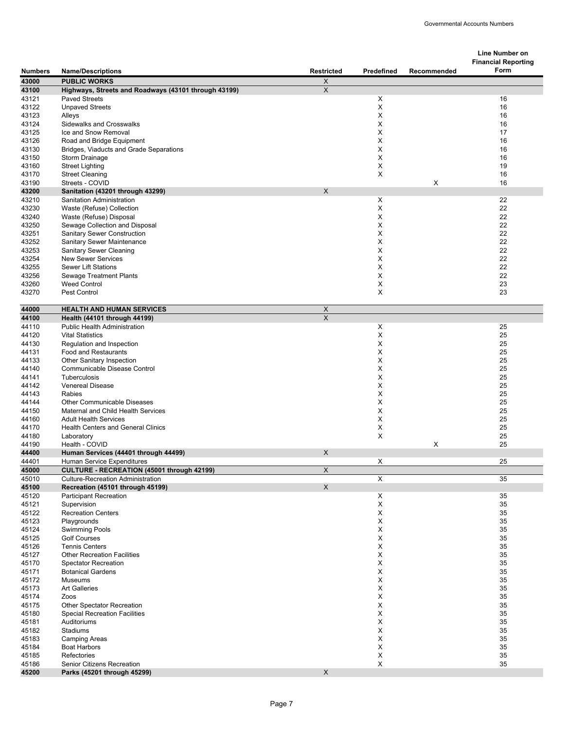| Numbers | Name/Descriptions | Restricted | Predefined | Recommended | Line Number on Financial Reporting Form |
|---|---|---|---|---|---|
| **43000** | **PUBLIC WORKS** | X | | | |
| **43100** | **Highways, Streets and Roadways (43101 through 43199)** | X | | | |
| 43121 | Paved Streets | | X | | 16 |
| 43122 | Unpaved Streets | | X | | 16 |
| 43123 | Alleys | | X | | 16 |
| 43124 | Sidewalks and Crosswalks | | X | | 16 |
| 43125 | Ice and Snow Removal | | X | | 17 |
| 43126 | Road and Bridge Equipment | | X | | 16 |
| 43130 | Bridges, Viaducts and Grade Separations | | X | | 16 |
| 43150 | Storm Drainage | | X | | 16 |
| 43160 | Street Lighting | | X | | 19 |
| 43170 | Street Cleaning | | X | | 16 |
| 43190 | Streets - COVID | | | X | 16 |
| **43200** | **Sanitation (43201 through 43299)** | X | | | |
| 43210 | Sanitation Administration | | X | | 22 |
| 43230 | Waste (Refuse) Collection | | X | | 22 |
| 43240 | Waste (Refuse) Disposal | | X | | 22 |
| 43250 | Sewage Collection and Disposal | | X | | 22 |
| 43251 | Sanitary Sewer Construction | | X | | 22 |
| 43252 | Sanitary Sewer Maintenance | | X | | 22 |
| 43253 | Sanitary Sewer Cleaning | | X | | 22 |
| 43254 | New Sewer Services | | X | | 22 |
| 43255 | Sewer Lift Stations | | X | | 22 |
| 43256 | Sewage Treatment Plants | | X | | 22 |
| 43260 | Weed Control | | X | | 23 |
| 43270 | Pest Control | | X | | 23 |
| **44000** | **HEALTH AND HUMAN SERVICES** | X | | | |
| **44100** | **Health (44101 through 44199)** | X | | | |
| 44110 | Public Health Administration | | X | | 25 |
| 44120 | Vital Statistics | | X | | 25 |
| 44130 | Regulation and Inspection | | X | | 25 |
| 44131 | Food and Restaurants | | X | | 25 |
| 44133 | Other Sanitary Inspection | | X | | 25 |
| 44140 | Communicable Disease Control | | X | | 25 |
| 44141 | Tuberculosis | | X | | 25 |
| 44142 | Venereal Disease | | X | | 25 |
| 44143 | Rabies | | X | | 25 |
| 44144 | Other Communicable Diseases | | X | | 25 |
| 44150 | Maternal and Child Health Services | | X | | 25 |
| 44160 | Adult Health Services | | X | | 25 |
| 44170 | Health Centers and General Clinics | | X | | 25 |
| 44180 | Laboratory | | X | | 25 |
| 44190 | Health - COVID | | | X | 25 |
| **44400** | **Human Services (44401 through 44499)** | X | | | |
| 44401 | Human Service Expenditures | | X | | 25 |
| **45000** | **CULTURE - RECREATION (45001 through 42199)** | X | | | |
| 45010 | Culture-Recreation Administration | | X | | 35 |
| **45100** | **Recreation (45101 through 45199)** | X | | | |
| 45120 | Participant Recreation | | X | | 35 |
| 45121 | Supervision | | X | | 35 |
| 45122 | Recreation Centers | | X | | 35 |
| 45123 | Playgrounds | | X | | 35 |
| 45124 | Swimming Pools | | X | | 35 |
| 45125 | Golf Courses | | X | | 35 |
| 45126 | Tennis Centers | | X | | 35 |
| 45127 | Other Recreation Facilities | | X | | 35 |
| 45170 | Spectator Recreation | | X | | 35 |
| 45171 | Botanical Gardens | | X | | 35 |
| 45172 | Museums | | X | | 35 |
| 45173 | Art Galleries | | X | | 35 |
| 45174 | Zoos | | X | | 35 |
| 45175 | Other Spectator Recreation | | X | | 35 |
| 45180 | Special Recreation Facilities | | X | | 35 |
| 45181 | Auditoriums | | X | | 35 |
| 45182 | Stadiums | | X | | 35 |
| 45183 | Camping Areas | | X | | 35 |
| 45184 | Boat Harbors | | X | | 35 |
| 45185 | Refectories | | X | | 35 |
| 45186 | Senior Citizens Recreation | | X | | 35 |
| **45200** | **Parks (45201 through 45299)** | X | | | |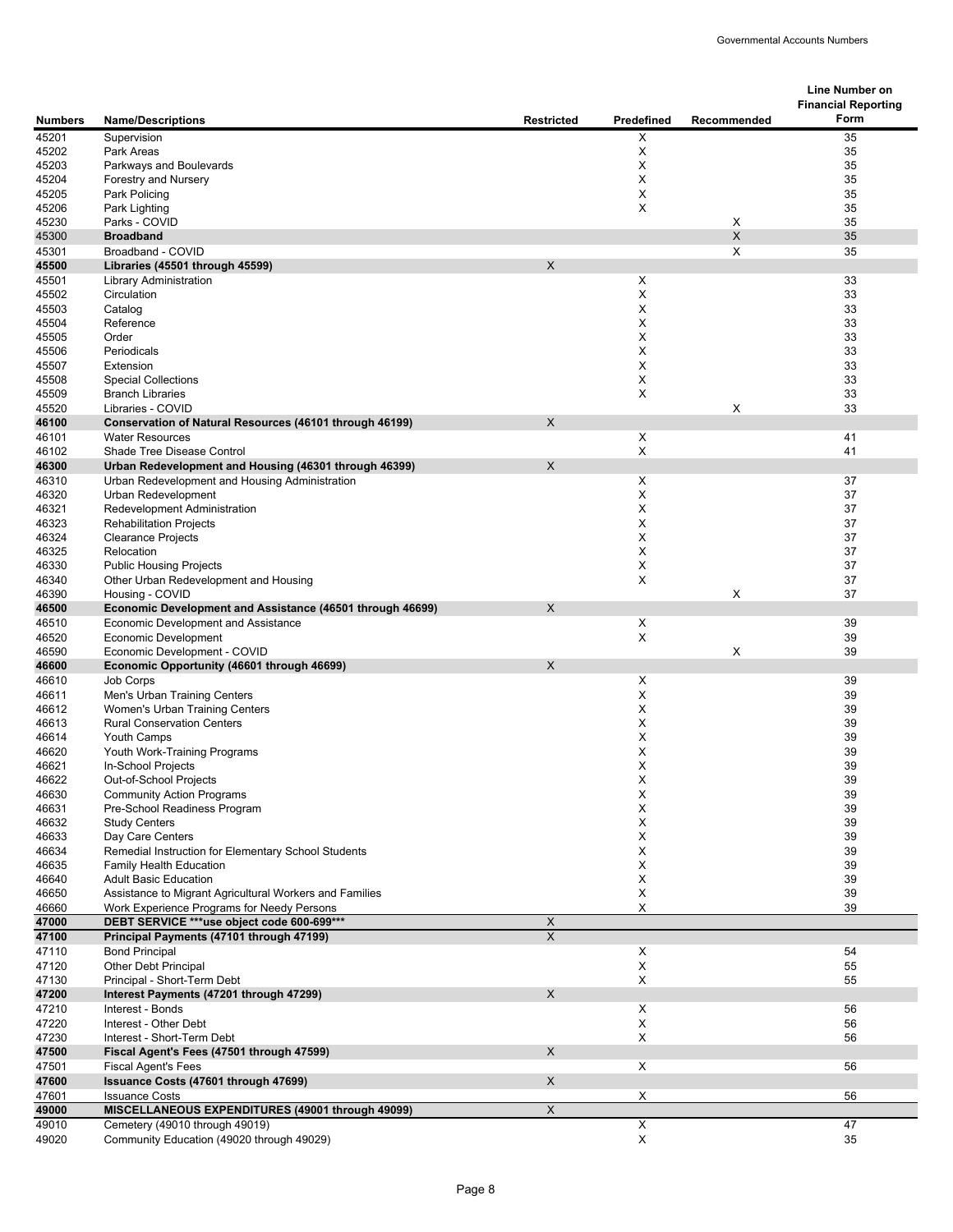| Numbers | Name/Descriptions | Restricted | Predefined | Recommended | Line Number on Financial Reporting Form |
|---|---|---|---|---|---|
| 45201 | Supervision | | X | | 35 |
| 45202 | Park Areas | | X | | 35 |
| 45203 | Parkways and Boulevards | | X | | 35 |
| 45204 | Forestry and Nursery | | X | | 35 |
| 45205 | Park Policing | | X | | 35 |
| 45206 | Park Lighting | | X | | 35 |
| 45230 | Parks - COVID | | | X | 35 |
| **45300** | **Broadband** | | | X | 35 |
| 45301 | Broadband - COVID | | | X | 35 |
| **45500** | **Libraries (45501 through 45599)** | X | | | |
| 45501 | Library Administration | | X | | 33 |
| 45502 | Circulation | | X | | 33 |
| 45503 | Catalog | | X | | 33 |
| 45504 | Reference | | X | | 33 |
| 45505 | Order | | X | | 33 |
| 45506 | Periodicals | | X | | 33 |
| 45507 | Extension | | X | | 33 |
| 45508 | Special Collections | | X | | 33 |
| 45509 | Branch Libraries | | X | | 33 |
| 45520 | Libraries - COVID | | | X | 33 |
| **46100** | **Conservation of Natural Resources (46101 through 46199)** | X | | | |
| 46101 | Water Resources | | X | | 41 |
| 46102 | Shade Tree Disease Control | | X | | 41 |
| **46300** | **Urban Redevelopment and Housing (46301 through 46399)** | X | | | |
| 46310 | Urban Redevelopment and Housing Administration | | X | | 37 |
| 46320 | Urban Redevelopment | | X | | 37 |
| 46321 | Redevelopment Administration | | X | | 37 |
| 46323 | Rehabilitation Projects | | X | | 37 |
| 46324 | Clearance Projects | | X | | 37 |
| 46325 | Relocation | | X | | 37 |
| 46330 | Public Housing Projects | | X | | 37 |
| 46340 | Other Urban Redevelopment and Housing | | X | | 37 |
| 46390 | Housing - COVID | | | X | 37 |
| **46500** | **Economic Development and Assistance (46501 through 46699)** | X | | | |
| 46510 | Economic Development and Assistance | | X | | 39 |
| 46520 | Economic Development | | X | | 39 |
| 46590 | Economic Development - COVID | | | X | 39 |
| **46600** | **Economic Opportunity (46601 through 46699)** | X | | | |
| 46610 | Job Corps | | X | | 39 |
| 46611 | Men's Urban Training Centers | | X | | 39 |
| 46612 | Women's Urban Training Centers | | X | | 39 |
| 46613 | Rural Conservation Centers | | X | | 39 |
| 46614 | Youth Camps | | X | | 39 |
| 46620 | Youth Work-Training Programs | | X | | 39 |
| 46621 | In-School Projects | | X | | 39 |
| 46622 | Out-of-School Projects | | X | | 39 |
| 46630 | Community Action Programs | | X | | 39 |
| 46631 | Pre-School Readiness Program | | X | | 39 |
| 46632 | Study Centers | | X | | 39 |
| 46633 | Day Care Centers | | X | | 39 |
| 46634 | Remedial Instruction for Elementary School Students | | X | | 39 |
| 46635 | Family Health Education | | X | | 39 |
| 46640 | Adult Basic Education | | X | | 39 |
| 46650 | Assistance to Migrant Agricultural Workers and Families | | X | | 39 |
| 46660 | Work Experience Programs for Needy Persons | | X | | 39 |
| **47000** | **DEBT SERVICE ***use object code 600-699*** ** | X | | | |
| **47100** | **Principal Payments (47101 through 47199)** | X | | | |
| 47110 | Bond Principal | | X | | 54 |
| 47120 | Other Debt Principal | | X | | 55 |
| 47130 | Principal - Short-Term Debt | | X | | 55 |
| **47200** | **Interest Payments (47201 through 47299)** | X | | | |
| 47210 | Interest - Bonds | | X | | 56 |
| 47220 | Interest - Other Debt | | X | | 56 |
| 47230 | Interest - Short-Term Debt | | X | | 56 |
| **47500** | **Fiscal Agent's Fees (47501 through 47599)** | X | | | |
| 47501 | Fiscal Agent's Fees | | X | | 56 |
| **47600** | **Issuance Costs (47601 through 47699)** | X | | | |
| 47601 | Issuance Costs | | X | | 56 |
| **49000** | **MISCELLANEOUS EXPENDITURES (49001 through 49099)** | X | | | |
| 49010 | Cemetery (49010 through 49019) | | X | | 47 |
| 49020 | Community Education (49020 through 49029) | | X | | 35 |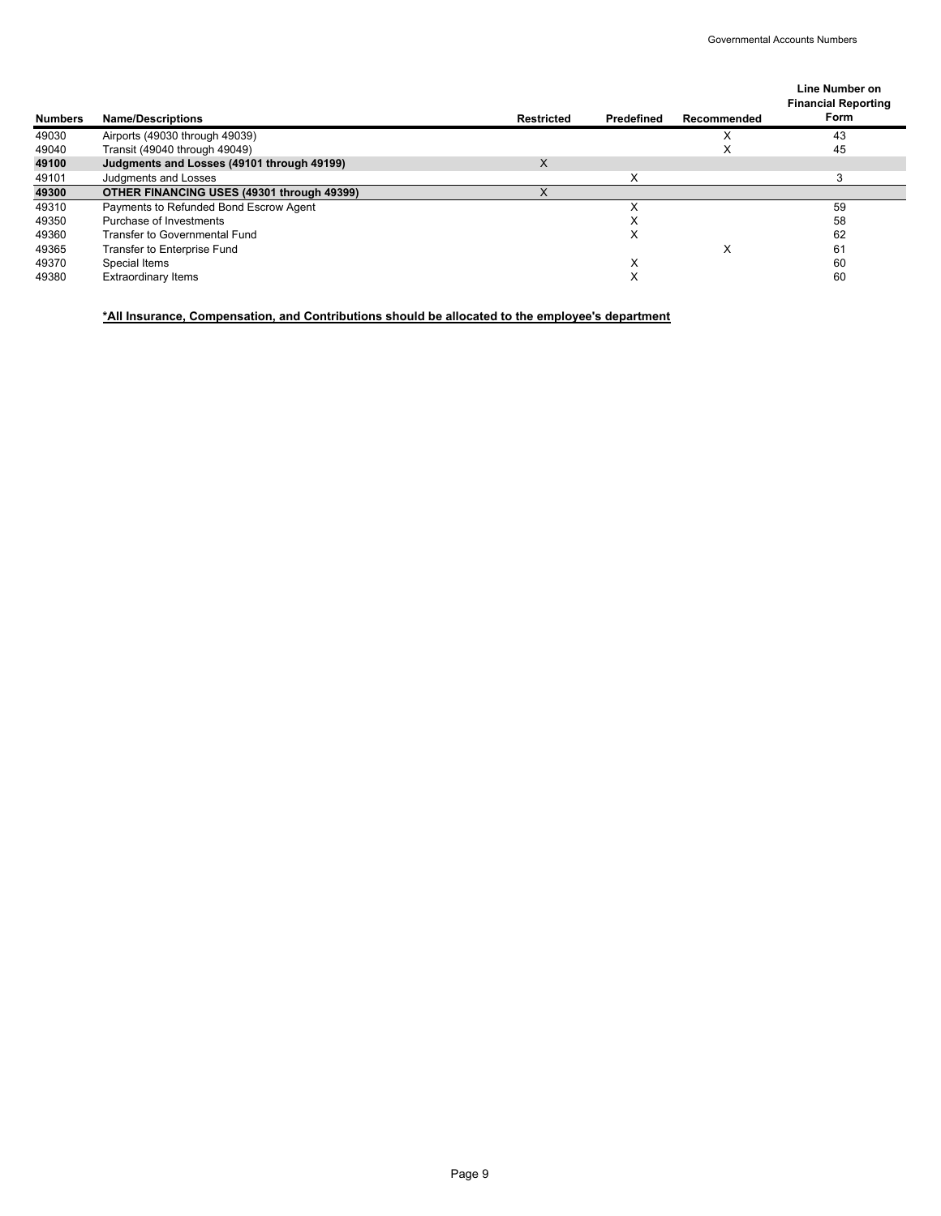| Numbers | Name/Descriptions | Restricted | Predefined | Recommended | Line Number on Financial Reporting Form |
|---|---|---|---|---|---|
| 49030 | Airports (49030 through 49039) | | | X | 43 |
| 49040 | Transit (49040 through 49049) | | | X | 45 |
| **49100** | **Judgments and Losses (49101 through 49199)** | X | | | |
| 49101 | Judgments and Losses | | X | | 3 |
| **49300** | **OTHER FINANCING USES (49301 through 49399)** | X | | | |
| 49310 | Payments to Refunded Bond Escrow Agent | | X | | 59 |
| 49350 | Purchase of Investments | | X | | 58 |
| 49360 | Transfer to Governmental Fund | | X | | 62 |
| 49365 | Transfer to Enterprise Fund | | | X | 61 |
| 49370 | Special Items | | X | | 60 |
| 49380 | Extraordinary Items | | X | | 60 |

**\*All Insurance, Compensation, and Contributions should be allocated to the employee's department**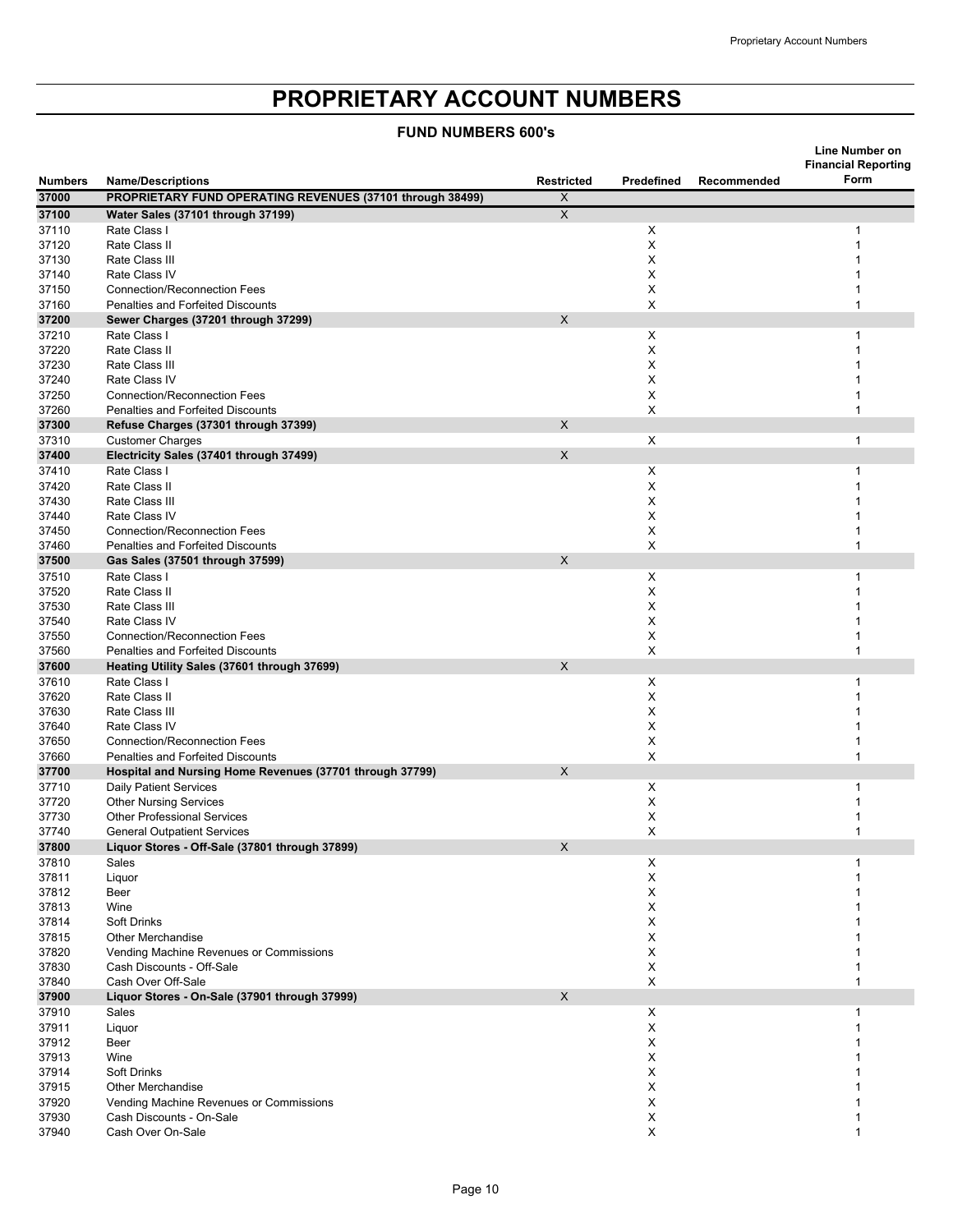# PROPRIETARY ACCOUNT NUMBERS

## FUND NUMBERS 600's

| Numbers | Name/Descriptions | Restricted | Predefined | Recommended | Line Number on Financial Reporting Form |
|---|---|---|---|---|---|
| **37000** | **PROPRIETARY FUND OPERATING REVENUES (37101 through 38499)** | X | | | |
| **37100** | **Water Sales (37101 through 37199)** | X | | | |
| 37110 | Rate Class I | | X | | 1 |
| 37120 | Rate Class II | | X | | 1 |
| 37130 | Rate Class III | | X | | 1 |
| 37140 | Rate Class IV | | X | | 1 |
| 37150 | Connection/Reconnection Fees | | X | | 1 |
| 37160 | Penalties and Forfeited Discounts | | X | | 1 |
| **37200** | **Sewer Charges (37201 through 37299)** | X | | | |
| 37210 | Rate Class I | | X | | 1 |
| 37220 | Rate Class II | | X | | 1 |
| 37230 | Rate Class III | | X | | 1 |
| 37240 | Rate Class IV | | X | | 1 |
| 37250 | Connection/Reconnection Fees | | X | | 1 |
| 37260 | Penalties and Forfeited Discounts | | X | | 1 |
| **37300** | **Refuse Charges (37301 through 37399)** | X | | | |
| 37310 | Customer Charges | | X | | 1 |
| **37400** | **Electricity Sales (37401 through 37499)** | X | | | |
| 37410 | Rate Class I | | X | | 1 |
| 37420 | Rate Class II | | X | | 1 |
| 37430 | Rate Class III | | X | | 1 |
| 37440 | Rate Class IV | | X | | 1 |
| 37450 | Connection/Reconnection Fees | | X | | 1 |
| 37460 | Penalties and Forfeited Discounts | | X | | 1 |
| **37500** | **Gas Sales (37501 through 37599)** | X | | | |
| 37510 | Rate Class I | | X | | 1 |
| 37520 | Rate Class II | | X | | 1 |
| 37530 | Rate Class III | | X | | 1 |
| 37540 | Rate Class IV | | X | | 1 |
| 37550 | Connection/Reconnection Fees | | X | | 1 |
| 37560 | Penalties and Forfeited Discounts | | X | | 1 |
| **37600** | **Heating Utility Sales (37601 through 37699)** | X | | | |
| 37610 | Rate Class I | | X | | 1 |
| 37620 | Rate Class II | | X | | 1 |
| 37630 | Rate Class III | | X | | 1 |
| 37640 | Rate Class IV | | X | | 1 |
| 37650 | Connection/Reconnection Fees | | X | | 1 |
| 37660 | Penalties and Forfeited Discounts | | X | | 1 |
| **37700** | **Hospital and Nursing Home Revenues (37701 through 37799)** | X | | | |
| 37710 | Daily Patient Services | | X | | 1 |
| 37720 | Other Nursing Services | | X | | 1 |
| 37730 | Other Professional Services | | X | | 1 |
| 37740 | General Outpatient Services | | X | | 1 |
| **37800** | **Liquor Stores - Off-Sale (37801 through 37899)** | X | | | |
| 37810 | Sales | | X | | 1 |
| 37811 | Liquor | | X | | 1 |
| 37812 | Beer | | X | | 1 |
| 37813 | Wine | | X | | 1 |
| 37814 | Soft Drinks | | X | | 1 |
| 37815 | Other Merchandise | | X | | 1 |
| 37820 | Vending Machine Revenues or Commissions | | X | | 1 |
| 37830 | Cash Discounts - Off-Sale | | X | | 1 |
| 37840 | Cash Over Off-Sale | | X | | 1 |
| **37900** | **Liquor Stores - On-Sale (37901 through 37999)** | X | | | |
| 37910 | Sales | | X | | 1 |
| 37911 | Liquor | | X | | 1 |
| 37912 | Beer | | X | | 1 |
| 37913 | Wine | | X | | 1 |
| 37914 | Soft Drinks | | X | | 1 |
| 37915 | Other Merchandise | | X | | 1 |
| 37920 | Vending Machine Revenues or Commissions | | X | | 1 |
| 37930 | Cash Discounts - On-Sale | | X | | 1 |
| 37940 | Cash Over On-Sale | | X | | 1 |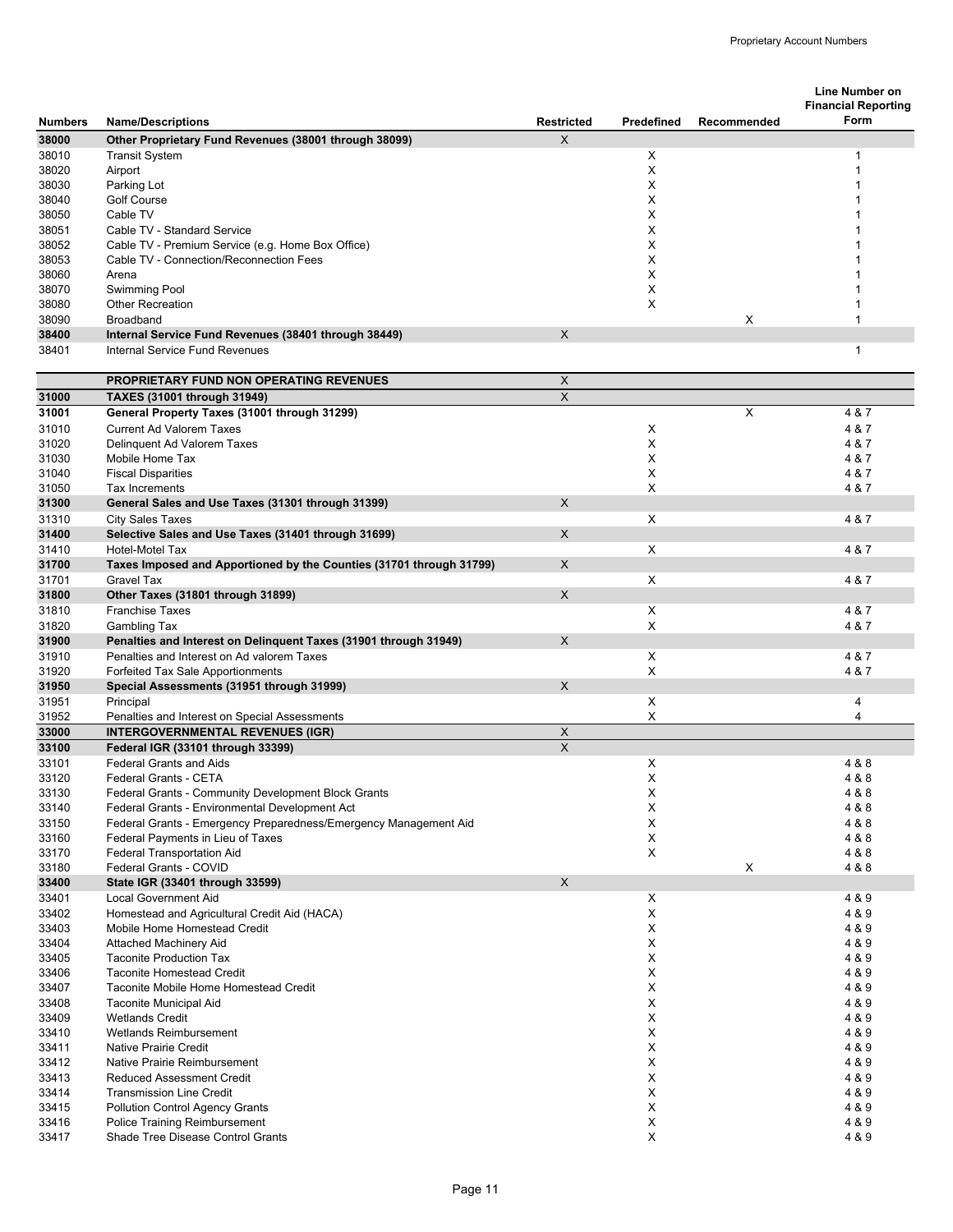| Numbers | Name/Descriptions | Restricted | Predefined | Recommended | Line Number on Financial Reporting Form |
|---|---|---|---|---|---|
| **38000** | **Other Proprietary Fund Revenues (38001 through 38099)** | X | | | |
| 38010 | Transit System | | X | | 1 |
| 38020 | Airport | | X | | 1 |
| 38030 | Parking Lot | | X | | 1 |
| 38040 | Golf Course | | X | | 1 |
| 38050 | Cable TV | | X | | 1 |
| 38051 | Cable TV - Standard Service | | X | | 1 |
| 38052 | Cable TV - Premium Service (e.g. Home Box Office) | | X | | 1 |
| 38053 | Cable TV - Connection/Reconnection Fees | | X | | 1 |
| 38060 | Arena | | X | | 1 |
| 38070 | Swimming Pool | | X | | 1 |
| 38080 | Other Recreation | | X | | 1 |
| 38090 | Broadband | | | X | 1 |
| **38400** | **Internal Service Fund Revenues (38401 through 38449)** | X | | | |
| 38401 | Internal Service Fund Revenues | | | | 1 |
| | **PROPRIETARY FUND NON OPERATING REVENUES** | X | | | |
| **31000** | **TAXES (31001 through 31949)** | X | | | |
| **31001** | **General Property Taxes (31001 through 31299)** | | | X | 4 & 7 |
| 31010 | Current Ad Valorem Taxes | | X | | 4 & 7 |
| 31020 | Delinquent Ad Valorem Taxes | | X | | 4 & 7 |
| 31030 | Mobile Home Tax | | X | | 4 & 7 |
| 31040 | Fiscal Disparities | | X | | 4 & 7 |
| 31050 | Tax Increments | | X | | 4 & 7 |
| **31300** | **General Sales and Use Taxes (31301 through 31399)** | X | | | |
| 31310 | City Sales Taxes | | X | | 4 & 7 |
| **31400** | **Selective Sales and Use Taxes (31401 through 31699)** | X | | | |
| 31410 | Hotel-Motel Tax | | X | | 4 & 7 |
| **31700** | **Taxes Imposed and Apportioned by the Counties (31701 through 31799)** | X | | | |
| 31701 | Gravel Tax | | X | | 4 & 7 |
| **31800** | **Other Taxes (31801 through 31899)** | X | | | |
| 31810 | Franchise Taxes | | X | | 4 & 7 |
| 31820 | Gambling Tax | | X | | 4 & 7 |
| **31900** | **Penalties and Interest on Delinquent Taxes (31901 through 31949)** | X | | | |
| 31910 | Penalties and Interest on Ad valorem Taxes | | X | | 4 & 7 |
| 31920 | Forfeited Tax Sale Apportionments | | X | | 4 & 7 |
| **31950** | **Special Assessments (31951 through 31999)** | X | | | |
| 31951 | Principal | | X | | 4 |
| 31952 | Penalties and Interest on Special Assessments | | X | | 4 |
| **33000** | **INTERGOVERNMENTAL REVENUES (IGR)** | X | | | |
| **33100** | **Federal IGR (33101 through 33399)** | X | | | |
| 33101 | Federal Grants and Aids | | X | | 4 & 8 |
| 33120 | Federal Grants - CETA | | X | | 4 & 8 |
| 33130 | Federal Grants - Community Development Block Grants | | X | | 4 & 8 |
| 33140 | Federal Grants - Environmental Development Act | | X | | 4 & 8 |
| 33150 | Federal Grants - Emergency Preparedness/Emergency Management Aid | | X | | 4 & 8 |
| 33160 | Federal Payments in Lieu of Taxes | | X | | 4 & 8 |
| 33170 | Federal Transportation Aid | | X | | 4 & 8 |
| 33180 | Federal Grants - COVID | | | X | 4 & 8 |
| **33400** | **State IGR (33401 through 33599)** | X | | | |
| 33401 | Local Government Aid | | X | | 4 & 9 |
| 33402 | Homestead and Agricultural Credit Aid (HACA) | | X | | 4 & 9 |
| 33403 | Mobile Home Homestead Credit | | X | | 4 & 9 |
| 33404 | Attached Machinery Aid | | X | | 4 & 9 |
| 33405 | Taconite Production Tax | | X | | 4 & 9 |
| 33406 | Taconite Homestead Credit | | X | | 4 & 9 |
| 33407 | Taconite Mobile Home Homestead Credit | | X | | 4 & 9 |
| 33408 | Taconite Municipal Aid | | X | | 4 & 9 |
| 33409 | Wetlands Credit | | X | | 4 & 9 |
| 33410 | Wetlands Reimbursement | | X | | 4 & 9 |
| 33411 | Native Prairie Credit | | X | | 4 & 9 |
| 33412 | Native Prairie Reimbursement | | X | | 4 & 9 |
| 33413 | Reduced Assessment Credit | | X | | 4 & 9 |
| 33414 | Transmission Line Credit | | X | | 4 & 9 |
| 33415 | Pollution Control Agency Grants | | X | | 4 & 9 |
| 33416 | Police Training Reimbursement | | X | | 4 & 9 |
| 33417 | Shade Tree Disease Control Grants | | X | | 4 & 9 |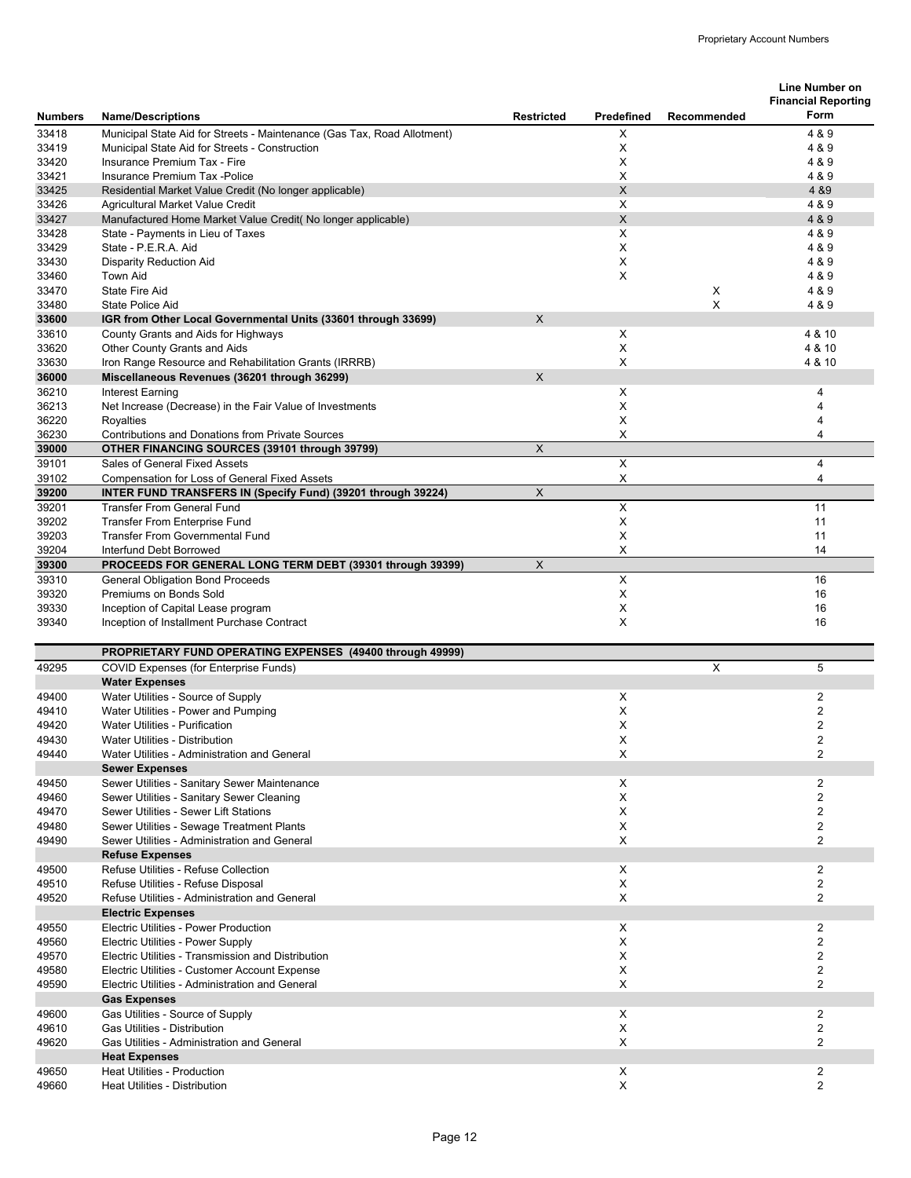| Numbers | Name/Descriptions | Restricted | Predefined | Recommended | Line Number on Financial Reporting Form |
|---|---|---|---|---|---|
| 33418 | Municipal State Aid for Streets - Maintenance (Gas Tax, Road Allotment) | | X | | 4 & 9 |
| 33419 | Municipal State Aid for Streets - Construction | | X | | 4 & 9 |
| 33420 | Insurance Premium Tax - Fire | | X | | 4 & 9 |
| 33421 | Insurance Premium Tax -Police | | X | | 4 & 9 |
| 33425 | Residential Market Value Credit (No longer applicable) | | X | | 4 &9 |
| 33426 | Agricultural Market Value Credit | | X | | 4 & 9 |
| 33427 | Manufactured Home Market Value Credit( No longer applicable) | | X | | 4 & 9 |
| 33428 | State - Payments in Lieu of Taxes | | X | | 4 & 9 |
| 33429 | State - P.E.R.A. Aid | | X | | 4 & 9 |
| 33430 | Disparity Reduction Aid | | X | | 4 & 9 |
| 33460 | Town Aid | | X | | 4 & 9 |
| 33470 | State Fire Aid | | | X | 4 & 9 |
| 33480 | State Police Aid | | | X | 4 & 9 |
| **33600** | **IGR from Other Local Governmental Units (33601 through 33699)** | X | | | |
| 33610 | County Grants and Aids for Highways | | X | | 4 & 10 |
| 33620 | Other County Grants and Aids | | X | | 4 & 10 |
| 33630 | Iron Range Resource and Rehabilitation Grants (IRRRB) | | X | | 4 & 10 |
| **36000** | **Miscellaneous Revenues (36201 through 36299)** | X | | | |
| 36210 | Interest Earning | | X | | 4 |
| 36213 | Net Increase (Decrease) in the Fair Value of Investments | | X | | 4 |
| 36220 | Royalties | | X | | 4 |
| 36230 | Contributions and Donations from Private Sources | | X | | 4 |
| **39000** | **OTHER FINANCING SOURCES (39101 through 39799)** | X | | | |
| 39101 | Sales of General Fixed Assets | | X | | 4 |
| 39102 | Compensation for Loss of General Fixed Assets | | X | | 4 |
| **39200** | **INTER FUND TRANSFERS IN (Specify Fund) (39201 through 39224)** | X | | | |
| 39201 | Transfer From General Fund | | X | | 11 |
| 39202 | Transfer From Enterprise Fund | | X | | 11 |
| 39203 | Transfer From Governmental Fund | | X | | 11 |
| 39204 | Interfund Debt Borrowed | | X | | 14 |
| **39300** | **PROCEEDS FOR GENERAL LONG TERM DEBT (39301 through 39399)** | X | | | |
| 39310 | General Obligation Bond Proceeds | | X | | 16 |
| 39320 | Premiums on Bonds Sold | | X | | 16 |
| 39330 | Inception of Capital Lease program | | X | | 16 |
| 39340 | Inception of Installment Purchase Contract | | X | | 16 |
| | **PROPRIETARY FUND OPERATING EXPENSES (49400 through 49999)** | | | | |
| 49295 | COVID Expenses (for Enterprise Funds) | | | X | 5 |
| | **Water Expenses** | | | | |
| 49400 | Water Utilities - Source of Supply | | X | | 2 |
| 49410 | Water Utilities - Power and Pumping | | X | | 2 |
| 49420 | Water Utilities - Purification | | X | | 2 |
| 49430 | Water Utilities - Distribution | | X | | 2 |
| 49440 | Water Utilities - Administration and General | | X | | 2 |
| | **Sewer Expenses** | | | | |
| 49450 | Sewer Utilities - Sanitary Sewer Maintenance | | X | | 2 |
| 49460 | Sewer Utilities - Sanitary Sewer Cleaning | | X | | 2 |
| 49470 | Sewer Utilities - Sewer Lift Stations | | X | | 2 |
| 49480 | Sewer Utilities - Sewage Treatment Plants | | X | | 2 |
| 49490 | Sewer Utilities - Administration and General | | X | | 2 |
| | **Refuse Expenses** | | | | |
| 49500 | Refuse Utilities - Refuse Collection | | X | | 2 |
| 49510 | Refuse Utilities - Refuse Disposal | | X | | 2 |
| 49520 | Refuse Utilities - Administration and General | | X | | 2 |
| | **Electric Expenses** | | | | |
| 49550 | Electric Utilities - Power Production | | X | | 2 |
| 49560 | Electric Utilities - Power Supply | | X | | 2 |
| 49570 | Electric Utilities - Transmission and Distribution | | X | | 2 |
| 49580 | Electric Utilities - Customer Account Expense | | X | | 2 |
| 49590 | Electric Utilities - Administration and General | | X | | 2 |
| | **Gas Expenses** | | | | |
| 49600 | Gas Utilities - Source of Supply | | X | | 2 |
| 49610 | Gas Utilities - Distribution | | X | | 2 |
| 49620 | Gas Utilities - Administration and General | | X | | 2 |
| | **Heat Expenses** | | | | |
| 49650 | Heat Utilities - Production | | X | | 2 |
| 49660 | Heat Utilities - Distribution | | X | | 2 |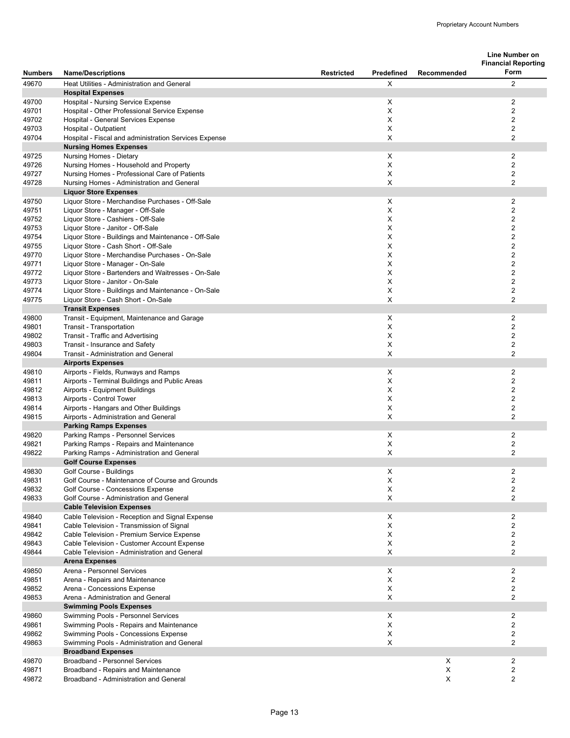| Numbers | Name/Descriptions | Restricted | Predefined | Recommended | Line Number on Financial Reporting Form |
|---|---|---|---|---|---|
| 49670 | Heat Utilities - Administration and General | | X | | 2 |
| | **Hospital Expenses** | | | | |
| 49700 | Hospital - Nursing Service Expense | | X | | 2 |
| 49701 | Hospital - Other Professional Service Expense | | X | | 2 |
| 49702 | Hospital - General Services Expense | | X | | 2 |
| 49703 | Hospital - Outpatient | | X | | 2 |
| 49704 | Hospital - Fiscal and administration Services Expense | | X | | 2 |
| | **Nursing Homes Expenses** | | | | |
| 49725 | Nursing Homes - Dietary | | X | | 2 |
| 49726 | Nursing Homes - Household and Property | | X | | 2 |
| 49727 | Nursing Homes - Professional Care of Patients | | X | | 2 |
| 49728 | Nursing Homes - Administration and General | | X | | 2 |
| | **Liquor Store Expenses** | | | | |
| 49750 | Liquor Store - Merchandise Purchases - Off-Sale | | X | | 2 |
| 49751 | Liquor Store - Manager - Off-Sale | | X | | 2 |
| 49752 | Liquor Store - Cashiers - Off-Sale | | X | | 2 |
| 49753 | Liquor Store - Janitor - Off-Sale | | X | | 2 |
| 49754 | Liquor Store - Buildings and Maintenance - Off-Sale | | X | | 2 |
| 49755 | Liquor Store - Cash Short - Off-Sale | | X | | 2 |
| 49770 | Liquor Store - Merchandise Purchases - On-Sale | | X | | 2 |
| 49771 | Liquor Store - Manager - On-Sale | | X | | 2 |
| 49772 | Liquor Store - Bartenders and Waitresses - On-Sale | | X | | 2 |
| 49773 | Liquor Store - Janitor - On-Sale | | X | | 2 |
| 49774 | Liquor Store - Buildings and Maintenance - On-Sale | | X | | 2 |
| 49775 | Liquor Store - Cash Short - On-Sale | | X | | 2 |
| | **Transit Expenses** | | | | |
| 49800 | Transit - Equipment, Maintenance and Garage | | X | | 2 |
| 49801 | Transit - Transportation | | X | | 2 |
| 49802 | Transit - Traffic and Advertising | | X | | 2 |
| 49803 | Transit - Insurance and Safety | | X | | 2 |
| 49804 | Transit - Administration and General | | X | | 2 |
| | **Airports Expenses** | | | | |
| 49810 | Airports - Fields, Runways and Ramps | | X | | 2 |
| 49811 | Airports - Terminal Buildings and Public Areas | | X | | 2 |
| 49812 | Airports - Equipment Buildings | | X | | 2 |
| 49813 | Airports - Control Tower | | X | | 2 |
| 49814 | Airports - Hangars and Other Buildings | | X | | 2 |
| 49815 | Airports - Administration and General | | X | | 2 |
| | **Parking Ramps Expenses** | | | | |
| 49820 | Parking Ramps - Personnel Services | | X | | 2 |
| 49821 | Parking Ramps - Repairs and Maintenance | | X | | 2 |
| 49822 | Parking Ramps - Administration and General | | X | | 2 |
| | **Golf Course Expenses** | | | | |
| 49830 | Golf Course - Buildings | | X | | 2 |
| 49831 | Golf Course - Maintenance of Course and Grounds | | X | | 2 |
| 49832 | Golf Course - Concessions Expense | | X | | 2 |
| 49833 | Golf Course - Administration and General | | X | | 2 |
| | **Cable Television Expenses** | | | | |
| 49840 | Cable Television - Reception and Signal Expense | | X | | 2 |
| 49841 | Cable Television - Transmission of Signal | | X | | 2 |
| 49842 | Cable Television - Premium Service Expense | | X | | 2 |
| 49843 | Cable Television - Customer Account Expense | | X | | 2 |
| 49844 | Cable Television - Administration and General | | X | | 2 |
| | **Arena Expenses** | | | | |
| 49850 | Arena - Personnel Services | | X | | 2 |
| 49851 | Arena - Repairs and Maintenance | | X | | 2 |
| 49852 | Arena - Concessions Expense | | X | | 2 |
| 49853 | Arena - Administration and General | | X | | 2 |
| | **Swimming Pools Expenses** | | | | |
| 49860 | Swimming Pools - Personnel Services | | X | | 2 |
| 49861 | Swimming Pools - Repairs and Maintenance | | X | | 2 |
| 49862 | Swimming Pools - Concessions Expense | | X | | 2 |
| 49863 | Swimming Pools - Administration and General | | X | | 2 |
| | **Broadband Expenses** | | | | |
| 49870 | Broadband - Personnel Services | | | X | 2 |
| 49871 | Broadband - Repairs and Maintenance | | | X | 2 |
| 49872 | Broadband - Administration and General | | | X | 2 |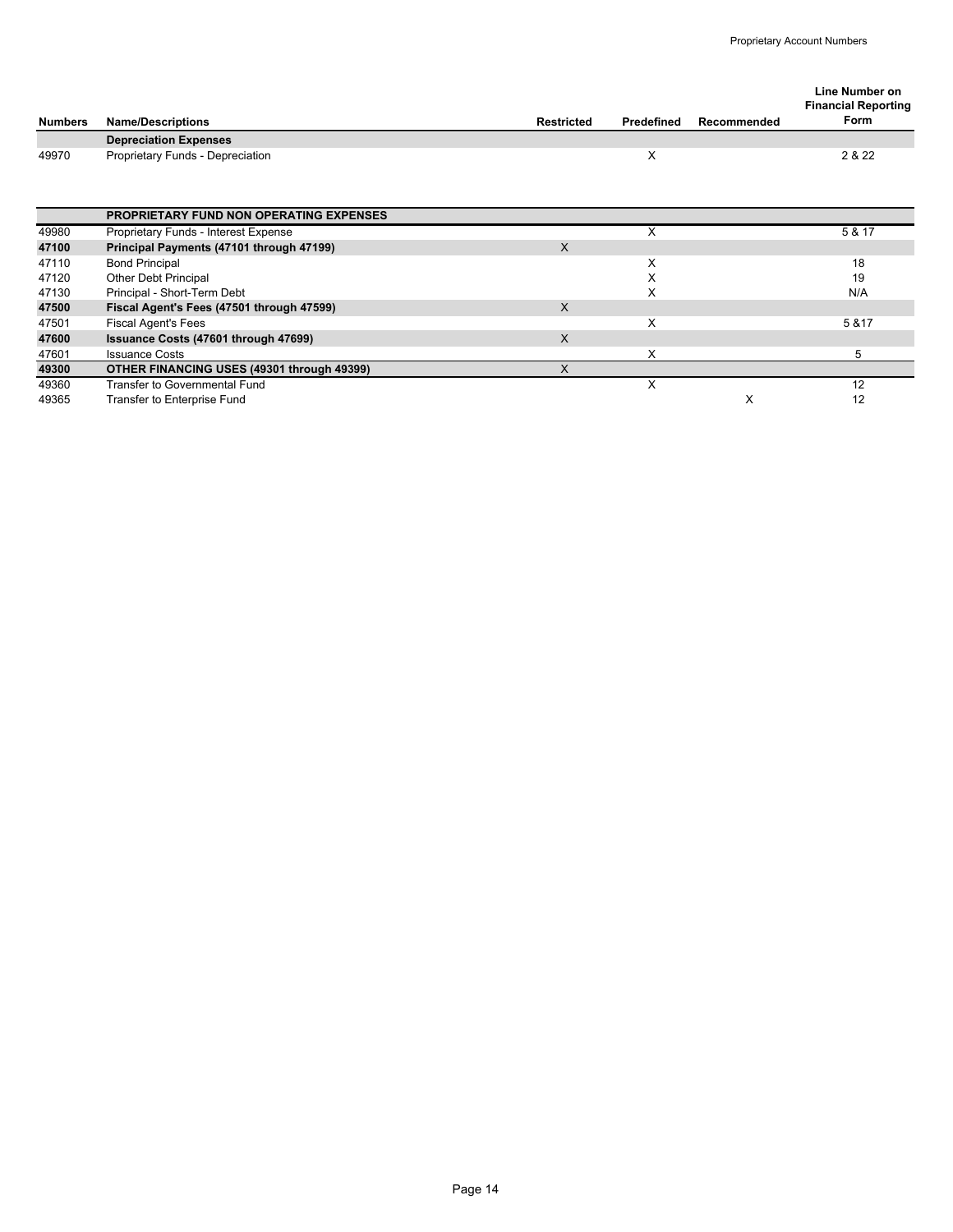| Numbers | Name/Descriptions | Restricted | Predefined | Recommended | Line Number on Financial Reporting Form |
|---|---|---|---|---|---|
| | **Depreciation Expenses** | | | | |
| 49970 | Proprietary Funds - Depreciation | | X | | 2 & 22 |
| | | | | | |
| | **PROPRIETARY FUND NON OPERATING EXPENSES** | | | | |
| 49980 | Proprietary Funds - Interest Expense | | X | | 5 & 17 |
| **47100** | **Principal Payments (47101 through 47199)** | X | | | |
| 47110 | Bond Principal | | X | | 18 |
| 47120 | Other Debt Principal | | X | | 19 |
| 47130 | Principal - Short-Term Debt | | X | | N/A |
| **47500** | **Fiscal Agent's Fees (47501 through 47599)** | X | | | |
| 47501 | Fiscal Agent's Fees | | X | | 5 &17 |
| **47600** | **Issuance Costs (47601 through 47699)** | X | | | |
| 47601 | Issuance Costs | | X | | 5 |
| **49300** | **OTHER FINANCING USES (49301 through 49399)** | X | | | |
| 49360 | Transfer to Governmental Fund | | X | | 12 |
| 49365 | Transfer to Enterprise Fund | | | X | 12 |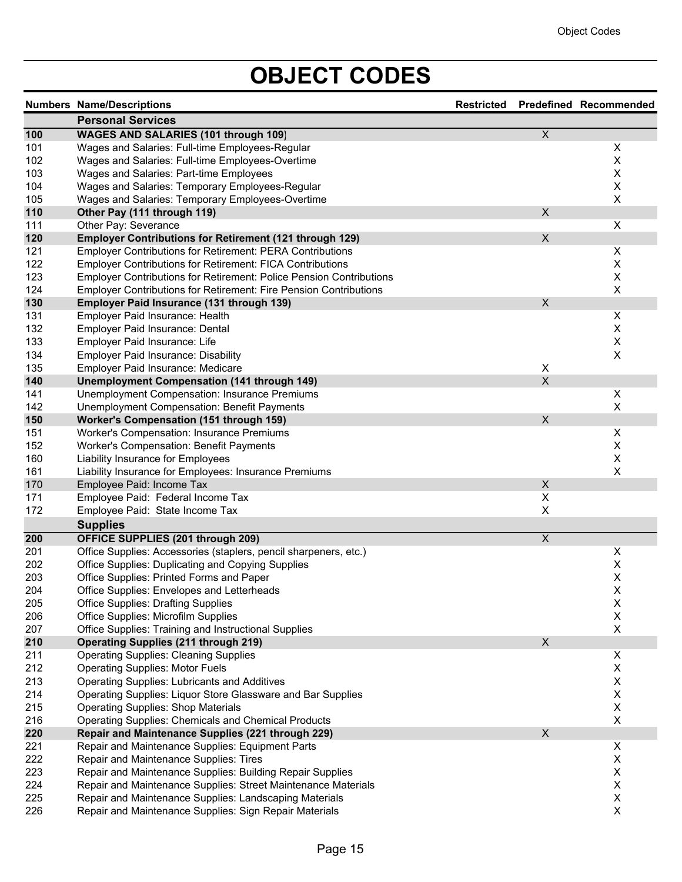# OBJECT CODES

| Numbers | Name/Descriptions | Restricted | Predefined | Recommended |
|---|---|---|---|---|
| | **Personal Services** | | | |
| **100** | **WAGES AND SALARIES (101 through 109]** | | X | |
| 101 | Wages and Salaries: Full-time Employees-Regular | | | X |
| 102 | Wages and Salaries: Full-time Employees-Overtime | | | X |
| 103 | Wages and Salaries: Part-time Employees | | | X |
| 104 | Wages and Salaries: Temporary Employees-Regular | | | X |
| 105 | Wages and Salaries: Temporary Employees-Overtime | | | X |
| **110** | **Other Pay (111 through 119)** | | X | |
| 111 | Other Pay: Severance | | | X |
| **120** | **Employer Contributions for Retirement (121 through 129)** | | X | |
| 121 | Employer Contributions for Retirement: PERA Contributions | | | X |
| 122 | Employer Contributions for Retirement: FICA Contributions | | | X |
| 123 | Employer Contributions for Retirement: Police Pension Contributions | | | X |
| 124 | Employer Contributions for Retirement: Fire Pension Contributions | | | X |
| **130** | **Employer Paid Insurance (131 through 139)** | | X | |
| 131 | Employer Paid Insurance: Health | | | X |
| 132 | Employer Paid Insurance: Dental | | | X |
| 133 | Employer Paid Insurance: Life | | | X |
| 134 | Employer Paid Insurance: Disability | | | X |
| 135 | Employer Paid Insurance: Medicare | | X | |
| **140** | **Unemployment Compensation (141 through 149)** | | X | |
| 141 | Unemployment Compensation: Insurance Premiums | | | X |
| 142 | Unemployment Compensation: Benefit Payments | | | X |
| **150** | **Worker's Compensation (151 through 159)** | | X | |
| 151 | Worker's Compensation: Insurance Premiums | | | X |
| 152 | Worker's Compensation: Benefit Payments | | | X |
| 160 | Liability Insurance for Employees | | | X |
| 161 | Liability Insurance for Employees: Insurance Premiums | | | X |
| 170 | Employee Paid: Income Tax | | X | |
| 171 | Employee Paid: Federal Income Tax | | X | |
| 172 | Employee Paid: State Income Tax | | X | |
| | **Supplies** | | | |
| **200** | **OFFICE SUPPLIES (201 through 209)** | | X | |
| 201 | Office Supplies: Accessories (staplers, pencil sharpeners, etc.) | | | X |
| 202 | Office Supplies: Duplicating and Copying Supplies | | | X |
| 203 | Office Supplies: Printed Forms and Paper | | | X |
| 204 | Office Supplies: Envelopes and Letterheads | | | X |
| 205 | Office Supplies: Drafting Supplies | | | X |
| 206 | Office Supplies: Microfilm Supplies | | | X |
| 207 | Office Supplies: Training and Instructional Supplies | | | X |
| **210** | **Operating Supplies (211 through 219)** | | X | |
| 211 | Operating Supplies: Cleaning Supplies | | | X |
| 212 | Operating Supplies: Motor Fuels | | | X |
| 213 | Operating Supplies: Lubricants and Additives | | | X |
| 214 | Operating Supplies: Liquor Store Glassware and Bar Supplies | | | X |
| 215 | Operating Supplies: Shop Materials | | | X |
| 216 | Operating Supplies: Chemicals and Chemical Products | | | X |
| **220** | **Repair and Maintenance Supplies (221 through 229)** | | X | |
| 221 | Repair and Maintenance Supplies: Equipment Parts | | | X |
| 222 | Repair and Maintenance Supplies: Tires | | | X |
| 223 | Repair and Maintenance Supplies: Building Repair Supplies | | | X |
| 224 | Repair and Maintenance Supplies: Street Maintenance Materials | | | X |
| 225 | Repair and Maintenance Supplies: Landscaping Materials | | | X |
| 226 | Repair and Maintenance Supplies: Sign Repair Materials | | | X |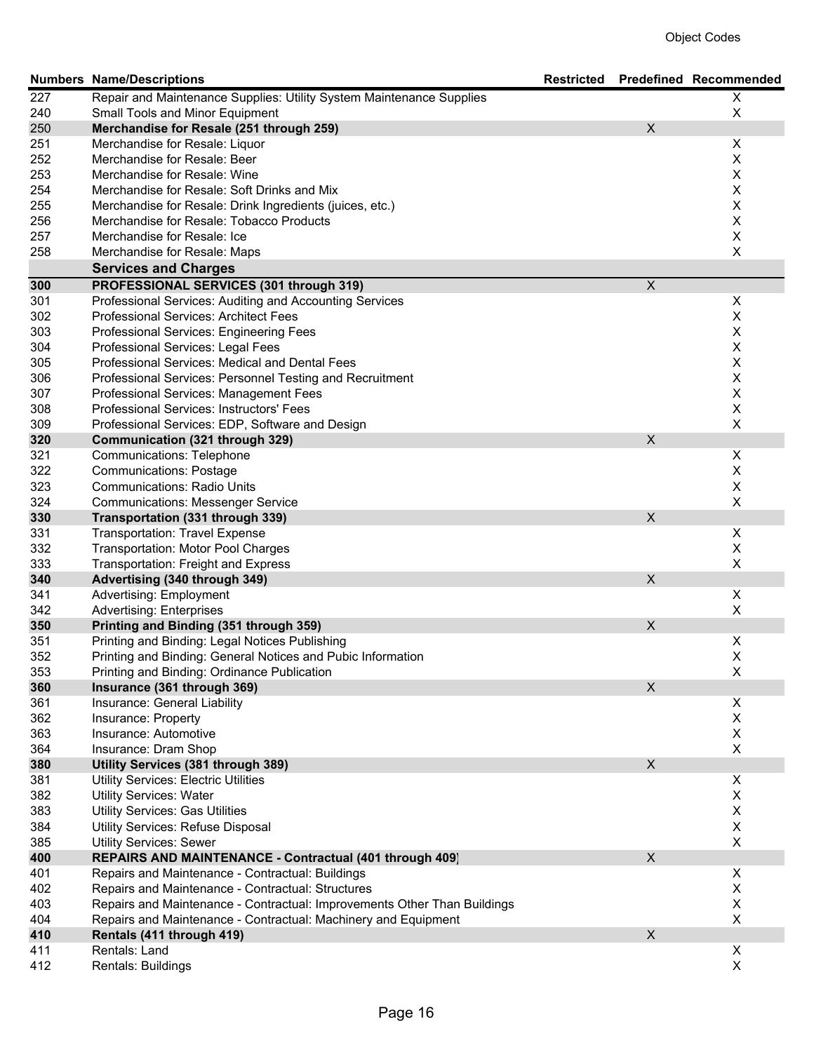| Numbers | Name/Descriptions | Restricted | Predefined | Recommended |
|---|---|---|---|---|
| 227 | Repair and Maintenance Supplies: Utility System Maintenance Supplies | | | X |
| 240 | Small Tools and Minor Equipment | | | X |
| **250** | **Merchandise for Resale (251 through 259)** | | X | |
| 251 | Merchandise for Resale: Liquor | | | X |
| 252 | Merchandise for Resale: Beer | | | X |
| 253 | Merchandise for Resale: Wine | | | X |
| 254 | Merchandise for Resale: Soft Drinks and Mix | | | X |
| 255 | Merchandise for Resale: Drink Ingredients (juices, etc.) | | | X |
| 256 | Merchandise for Resale: Tobacco Products | | | X |
| 257 | Merchandise for Resale: Ice | | | X |
| 258 | Merchandise for Resale: Maps | | | X |
| | **Services and Charges** | | | |
| **300** | **PROFESSIONAL SERVICES (301 through 319)** | | X | |
| 301 | Professional Services: Auditing and Accounting Services | | | X |
| 302 | Professional Services: Architect Fees | | | X |
| 303 | Professional Services: Engineering Fees | | | X |
| 304 | Professional Services: Legal Fees | | | X |
| 305 | Professional Services: Medical and Dental Fees | | | X |
| 306 | Professional Services: Personnel Testing and Recruitment | | | X |
| 307 | Professional Services: Management Fees | | | X |
| 308 | Professional Services: Instructors' Fees | | | X |
| 309 | Professional Services: EDP, Software and Design | | | X |
| **320** | **Communication (321 through 329)** | | X | |
| 321 | Communications: Telephone | | | X |
| 322 | Communications: Postage | | | X |
| 323 | Communications: Radio Units | | | X |
| 324 | Communications: Messenger Service | | | X |
| **330** | **Transportation (331 through 339)** | | X | |
| 331 | Transportation: Travel Expense | | | X |
| 332 | Transportation: Motor Pool Charges | | | X |
| 333 | Transportation: Freight and Express | | | X |
| **340** | **Advertising (340 through 349)** | | X | |
| 341 | Advertising: Employment | | | X |
| 342 | Advertising: Enterprises | | | X |
| **350** | **Printing and Binding (351 through 359)** | | X | |
| 351 | Printing and Binding: Legal Notices Publishing | | | X |
| 352 | Printing and Binding: General Notices and Pubic Information | | | X |
| 353 | Printing and Binding: Ordinance Publication | | | X |
| **360** | **Insurance (361 through 369)** | | X | |
| 361 | Insurance: General Liability | | | X |
| 362 | Insurance: Property | | | X |
| 363 | Insurance: Automotive | | | X |
| 364 | Insurance: Dram Shop | | | X |
| **380** | **Utility Services (381 through 389)** | | X | |
| 381 | Utility Services: Electric Utilities | | | X |
| 382 | Utility Services: Water | | | X |
| 383 | Utility Services: Gas Utilities | | | X |
| 384 | Utility Services: Refuse Disposal | | | X |
| 385 | Utility Services: Sewer | | | X |
| **400** | **REPAIRS AND MAINTENANCE - Contractual (401 through 409)** | | X | |
| 401 | Repairs and Maintenance - Contractual: Buildings | | | X |
| 402 | Repairs and Maintenance - Contractual: Structures | | | X |
| 403 | Repairs and Maintenance - Contractual: Improvements Other Than Buildings | | | X |
| 404 | Repairs and Maintenance - Contractual: Machinery and Equipment | | | X |
| **410** | **Rentals (411 through 419)** | | X | |
| 411 | Rentals: Land | | | X |
| 412 | Rentals: Buildings | | | X |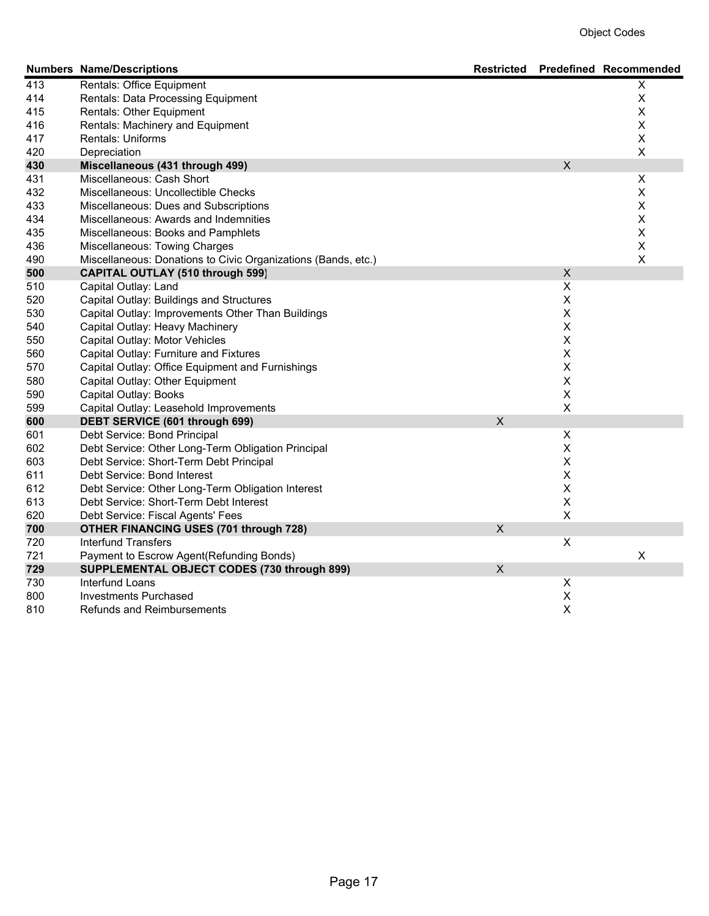| Numbers | Name/Descriptions | Restricted | Predefined | Recommended |
|---|---|---|---|---|
| 413 | Rentals: Office Equipment | | | X |
| 414 | Rentals: Data Processing Equipment | | | X |
| 415 | Rentals: Other Equipment | | | X |
| 416 | Rentals: Machinery and Equipment | | | X |
| 417 | Rentals: Uniforms | | | X |
| 420 | Depreciation | | | X |
| **430** | **Miscellaneous (431 through 499)** | | X | |
| 431 | Miscellaneous: Cash Short | | | X |
| 432 | Miscellaneous: Uncollectible Checks | | | X |
| 433 | Miscellaneous: Dues and Subscriptions | | | X |
| 434 | Miscellaneous: Awards and Indemnities | | | X |
| 435 | Miscellaneous: Books and Pamphlets | | | X |
| 436 | Miscellaneous: Towing Charges | | | X |
| 490 | Miscellaneous: Donations to Civic Organizations (Bands, etc.) | | | X |
| **500** | **CAPITAL OUTLAY (510 through 599)** | | X | |
| 510 | Capital Outlay: Land | | X | |
| 520 | Capital Outlay: Buildings and Structures | | X | |
| 530 | Capital Outlay: Improvements Other Than Buildings | | X | |
| 540 | Capital Outlay: Heavy Machinery | | X | |
| 550 | Capital Outlay: Motor Vehicles | | X | |
| 560 | Capital Outlay: Furniture and Fixtures | | X | |
| 570 | Capital Outlay: Office Equipment and Furnishings | | X | |
| 580 | Capital Outlay: Other Equipment | | X | |
| 590 | Capital Outlay: Books | | X | |
| 599 | Capital Outlay: Leasehold Improvements | | X | |
| **600** | **DEBT SERVICE (601 through 699)** | X | | |
| 601 | Debt Service: Bond Principal | | X | |
| 602 | Debt Service: Other Long-Term Obligation Principal | | X | |
| 603 | Debt Service: Short-Term Debt Principal | | X | |
| 611 | Debt Service: Bond Interest | | X | |
| 612 | Debt Service: Other Long-Term Obligation Interest | | X | |
| 613 | Debt Service: Short-Term Debt Interest | | X | |
| 620 | Debt Service: Fiscal Agents' Fees | | X | |
| **700** | **OTHER FINANCING USES (701 through 728)** | X | | |
| 720 | Interfund Transfers | | X | |
| 721 | Payment to Escrow Agent(Refunding Bonds) | | | X |
| **729** | **SUPPLEMENTAL OBJECT CODES (730 through 899)** | X | | |
| 730 | Interfund Loans | | X | |
| 800 | Investments Purchased | | X | |
| 810 | Refunds and Reimbursements | | X | |